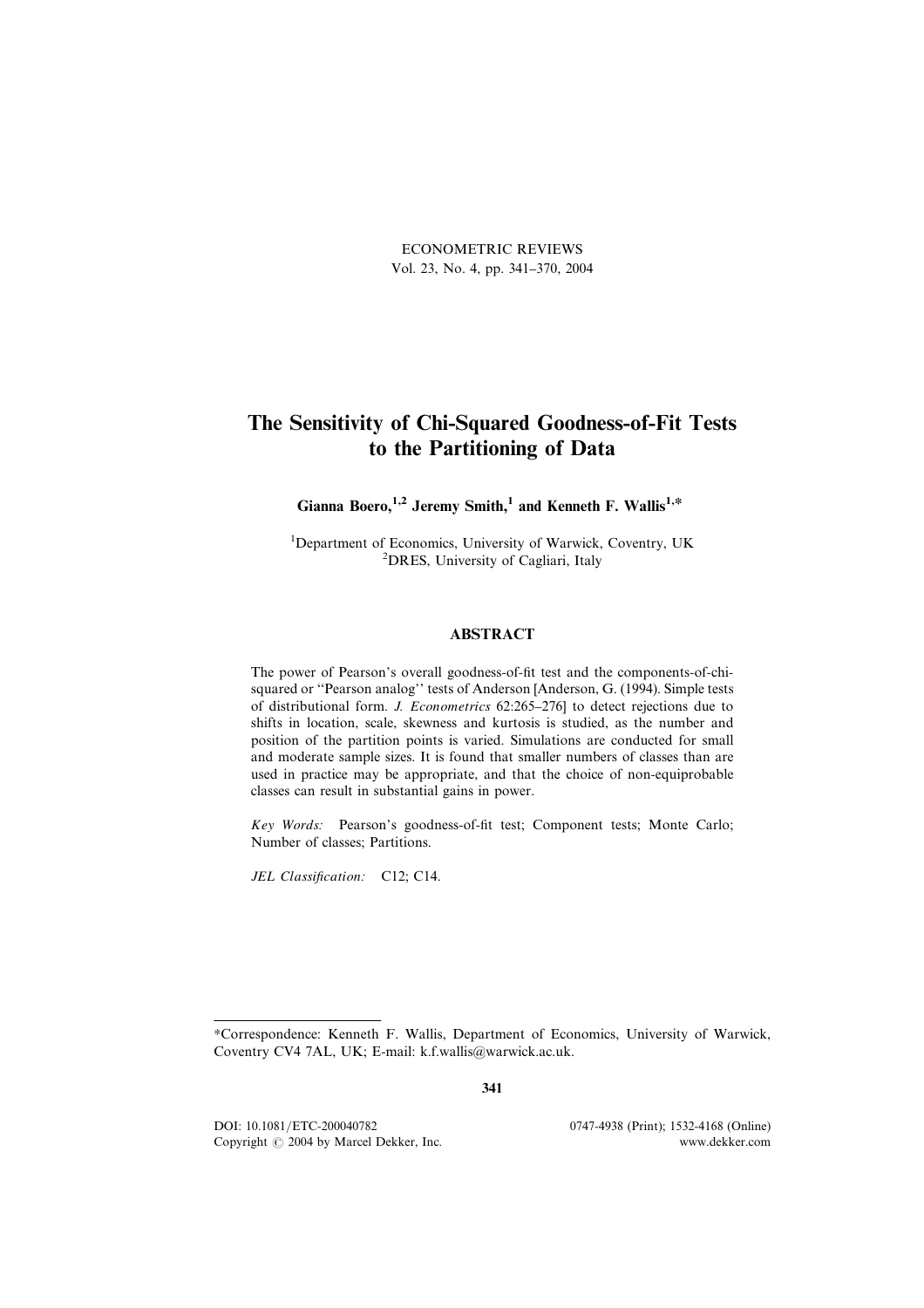ECONOMETRIC REVIEWS
Vol. 23, No. 4, pp. 341–370, 2004

# The Sensitivity of Chi-Squared Goodness-of-Fit Tests to the Partitioning of Data

**Gianna Boero,[1,2] Jeremy Smith,[1] and Kenneth F. Wallis[1,]***

[1]Department of Economics, University of Warwick, Coventry, UK
[2]DRES, University of Cagliari, Italy

## ABSTRACT

The power of Pearson's overall goodness-of-fit test and the components-of-chi-squared or "Pearson analog" tests of Anderson [Anderson, G. (1994). Simple tests of distributional form. *J. Econometrics* 62:265–276] to detect rejections due to shifts in location, scale, skewness and kurtosis is studied, as the number and position of the partition points is varied. Simulations are conducted for small and moderate sample sizes. It is found that smaller numbers of classes than are used in practice may be appropriate, and that the choice of non-equiprobable classes can result in substantial gains in power.

*Key Words:* Pearson's goodness-of-fit test; Component tests; Monte Carlo; Number of classes; Partitions.

*JEL Classification:* C12; C14.

---

*Correspondence: Kenneth F. Wallis, Department of Economics, University of Warwick, Coventry CV4 7AL, UK; E-mail: k.f.wallis@warwick.ac.uk.

DOI: 10.1081/ETC-200040782 — 0747-4938 (Print); 1532-4168 (Online)
Copyright © 2004 by Marcel Dekker, Inc. — www.dekker.com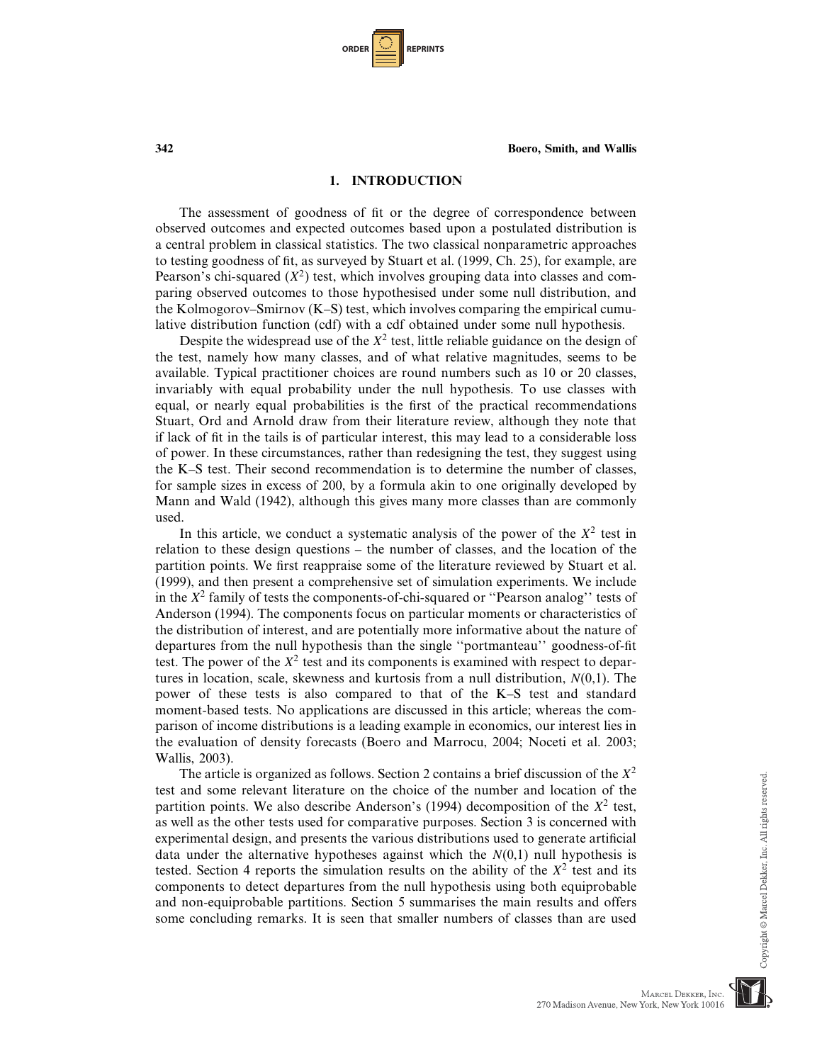## 1. INTRODUCTION

The assessment of goodness of fit or the degree of correspondence between observed outcomes and expected outcomes based upon a postulated distribution is a central problem in classical statistics. The two classical nonparametric approaches to testing goodness of fit, as surveyed by Stuart et al. (1999, Ch. 25), for example, are Pearson's chi-squared ($X^2$) test, which involves grouping data into classes and comparing observed outcomes to those hypothesised under some null distribution, and the Kolmogorov–Smirnov (K–S) test, which involves comparing the empirical cumulative distribution function (cdf) with a cdf obtained under some null hypothesis.

Despite the widespread use of the $X^2$ test, little reliable guidance on the design of the test, namely how many classes, and of what relative magnitudes, seems to be available. Typical practitioner choices are round numbers such as 10 or 20 classes, invariably with equal probability under the null hypothesis. To use classes with equal, or nearly equal probabilities is the first of the practical recommendations Stuart, Ord and Arnold draw from their literature review, although they note that if lack of fit in the tails is of particular interest, this may lead to a considerable loss of power. In these circumstances, rather than redesigning the test, they suggest using the K–S test. Their second recommendation is to determine the number of classes, for sample sizes in excess of 200, by a formula akin to one originally developed by Mann and Wald (1942), although this gives many more classes than are commonly used.

In this article, we conduct a systematic analysis of the power of the $X^2$ test in relation to these design questions – the number of classes, and the location of the partition points. We first reappraise some of the literature reviewed by Stuart et al. (1999), and then present a comprehensive set of simulation experiments. We include in the $X^2$ family of tests the components-of-chi-squared or ''Pearson analog'' tests of Anderson (1994). The components focus on particular moments or characteristics of the distribution of interest, and are potentially more informative about the nature of departures from the null hypothesis than the single ''portmanteau'' goodness-of-fit test. The power of the $X^2$ test and its components is examined with respect to departures in location, scale, skewness and kurtosis from a null distribution, $N(0,1)$. The power of these tests is also compared to that of the K–S test and standard moment-based tests. No applications are discussed in this article; whereas the comparison of income distributions is a leading example in economics, our interest lies in the evaluation of density forecasts (Boero and Marrocu, 2004; Noceti et al. 2003; Wallis, 2003).

The article is organized as follows. Section 2 contains a brief discussion of the $X^2$ test and some relevant literature on the choice of the number and location of the partition points. We also describe Anderson's (1994) decomposition of the $X^2$ test, as well as the other tests used for comparative purposes. Section 3 is concerned with experimental design, and presents the various distributions used to generate artificial data under the alternative hypotheses against which the $N(0,1)$ null hypothesis is tested. Section 4 reports the simulation results on the ability of the $X^2$ test and its components to detect departures from the null hypothesis using both equiprobable and non-equiprobable partitions. Section 5 summarises the main results and offers some concluding remarks. It is seen that smaller numbers of classes than are used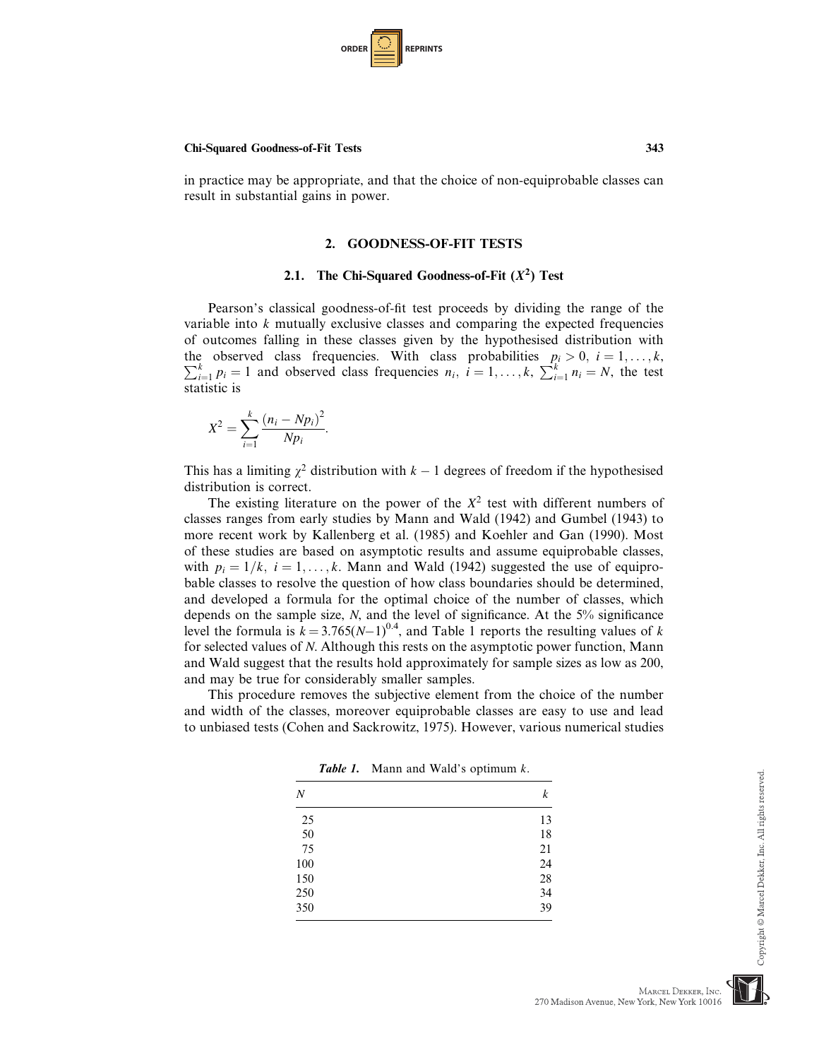in practice may be appropriate, and that the choice of non-equiprobable classes can result in substantial gains in power.

## 2. GOODNESS-OF-FIT TESTS

### 2.1. The Chi-Squared Goodness-of-Fit ($X^2$) Test

Pearson's classical goodness-of-fit test proceeds by dividing the range of the variable into $k$ mutually exclusive classes and comparing the expected frequencies of outcomes falling in these classes given by the hypothesised distribution with the observed class frequencies. With class probabilities $p_i > 0,\ i = 1, \ldots, k$, $\sum_{i=1}^{k} p_i = 1$ and observed class frequencies $n_i,\ i = 1, \ldots, k$, $\sum_{i=1}^{k} n_i = N$, the test statistic is

$$X^2 = \sum_{i=1}^{k} \frac{(n_i - Np_i)^2}{Np_i}.$$

This has a limiting $\chi^2$ distribution with $k - 1$ degrees of freedom if the hypothesised distribution is correct.

The existing literature on the power of the $X^2$ test with different numbers of classes ranges from early studies by Mann and Wald (1942) and Gumbel (1943) to more recent work by Kallenberg et al. (1985) and Koehler and Gan (1990). Most of these studies are based on asymptotic results and assume equiprobable classes, with $p_i = 1/k,\ i = 1, \ldots, k$. Mann and Wald (1942) suggested the use of equiprobable classes to resolve the question of how class boundaries should be determined, and developed a formula for the optimal choice of the number of classes, which depends on the sample size, $N$, and the level of significance. At the 5% significance level the formula is $k = 3.765(N-1)^{0.4}$, and Table 1 reports the resulting values of $k$ for selected values of $N$. Although this rests on the asymptotic power function, Mann and Wald suggest that the results hold approximately for sample sizes as low as 200, and may be true for considerably smaller samples.

This procedure removes the subjective element from the choice of the number and width of the classes, moreover equiprobable classes are easy to use and lead to unbiased tests (Cohen and Sackrowitz, 1975). However, various numerical studies

***Table 1.*** Mann and Wald's optimum $k$.

| $N$ | $k$ |
|---|---|
| 25 | 13 |
| 50 | 18 |
| 75 | 21 |
| 100 | 24 |
| 150 | 28 |
| 250 | 34 |
| 350 | 39 |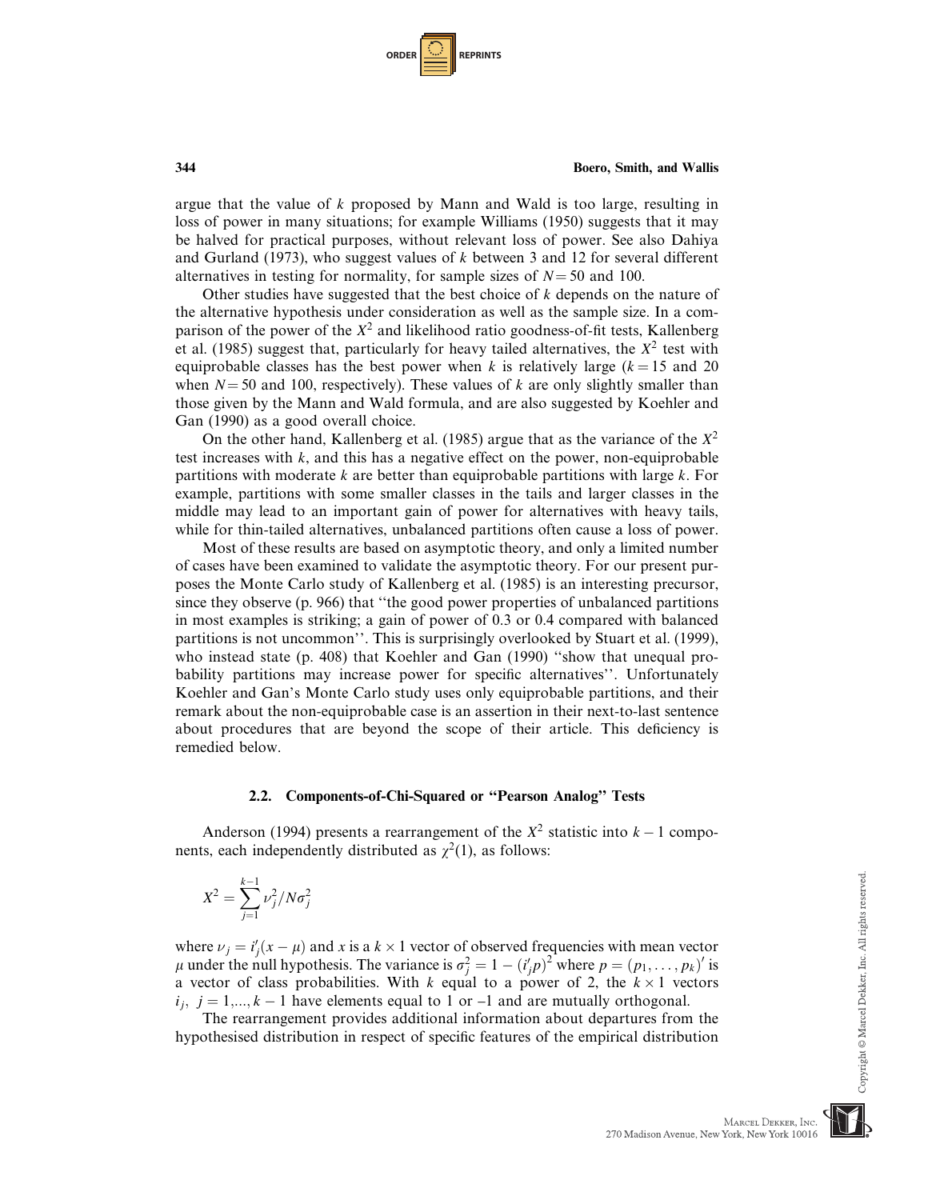argue that the value of $k$ proposed by Mann and Wald is too large, resulting in loss of power in many situations; for example Williams (1950) suggests that it may be halved for practical purposes, without relevant loss of power. See also Dahiya and Gurland (1973), who suggest values of $k$ between 3 and 12 for several different alternatives in testing for normality, for sample sizes of $N = 50$ and 100.

Other studies have suggested that the best choice of $k$ depends on the nature of the alternative hypothesis under consideration as well as the sample size. In a comparison of the power of the $X^2$ and likelihood ratio goodness-of-fit tests, Kallenberg et al. (1985) suggest that, particularly for heavy tailed alternatives, the $X^2$ test with equiprobable classes has the best power when $k$ is relatively large ($k = 15$ and 20 when $N = 50$ and 100, respectively). These values of $k$ are only slightly smaller than those given by the Mann and Wald formula, and are also suggested by Koehler and Gan (1990) as a good overall choice.

On the other hand, Kallenberg et al. (1985) argue that as the variance of the $X^2$ test increases with $k$, and this has a negative effect on the power, non-equiprobable partitions with moderate $k$ are better than equiprobable partitions with large $k$. For example, partitions with some smaller classes in the tails and larger classes in the middle may lead to an important gain of power for alternatives with heavy tails, while for thin-tailed alternatives, unbalanced partitions often cause a loss of power.

Most of these results are based on asymptotic theory, and only a limited number of cases have been examined to validate the asymptotic theory. For our present purposes the Monte Carlo study of Kallenberg et al. (1985) is an interesting precursor, since they observe (p. 966) that "the good power properties of unbalanced partitions in most examples is striking; a gain of power of 0.3 or 0.4 compared with balanced partitions is not uncommon". This is surprisingly overlooked by Stuart et al. (1999), who instead state (p. 408) that Koehler and Gan (1990) "show that unequal probability partitions may increase power for specific alternatives". Unfortunately Koehler and Gan's Monte Carlo study uses only equiprobable partitions, and their remark about the non-equiprobable case is an assertion in their next-to-last sentence about procedures that are beyond the scope of their article. This deficiency is remedied below.

### 2.2. Components-of-Chi-Squared or "Pearson Analog" Tests

Anderson (1994) presents a rearrangement of the $X^2$ statistic into $k - 1$ components, each independently distributed as $\chi^2(1)$, as follows:

$$X^2 = \sum_{j=1}^{k-1} \nu_j^2 / N\sigma_j^2$$

where $\nu_j = i_j'(x - \mu)$ and $x$ is a $k \times 1$ vector of observed frequencies with mean vector $\mu$ under the null hypothesis. The variance is $\sigma_j^2 = 1 - (i_j' p)^2$ where $p = (p_1, \ldots, p_k)'$ is a vector of class probabilities. With $k$ equal to a power of 2, the $k \times 1$ vectors $i_j$, $j = 1, \ldots, k - 1$ have elements equal to 1 or –1 and are mutually orthogonal.

The rearrangement provides additional information about departures from the hypothesised distribution in respect of specific features of the empirical distribution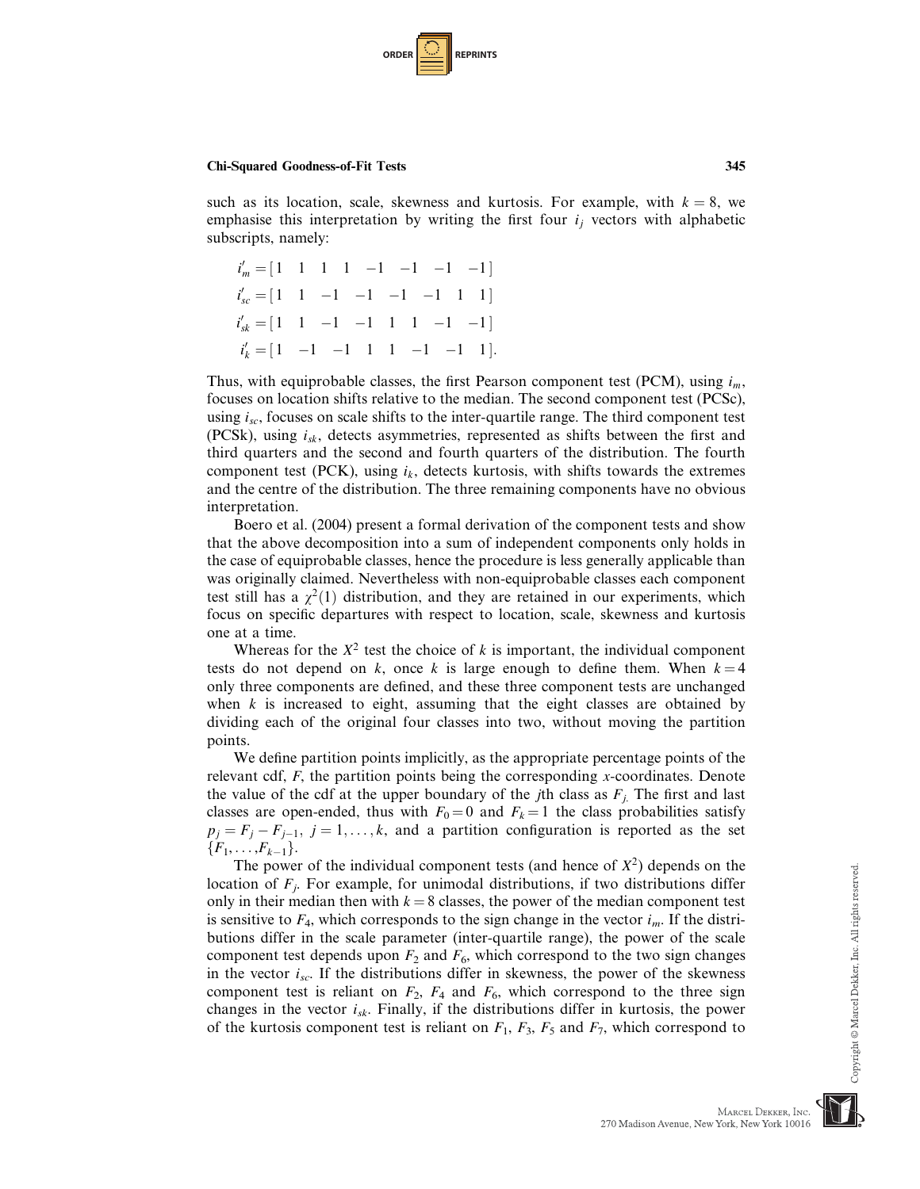such as its location, scale, skewness and kurtosis. For example, with $k = 8$, we emphasise this interpretation by writing the first four $i_j$ vectors with alphabetic subscripts, namely:

$$i'_m = [1 \quad 1 \quad 1 \quad 1 \quad -1 \quad -1 \quad -1 \quad -1]$$
$$i'_{sc} = [1 \quad 1 \quad -1 \quad -1 \quad -1 \quad -1 \quad 1 \quad 1]$$
$$i'_{sk} = [1 \quad 1 \quad -1 \quad -1 \quad 1 \quad 1 \quad -1 \quad -1]$$
$$i'_k = [1 \quad -1 \quad -1 \quad 1 \quad 1 \quad -1 \quad -1 \quad 1].$$

Thus, with equiprobable classes, the first Pearson component test (PCM), using $i_m$, focuses on location shifts relative to the median. The second component test (PCSc), using $i_{sc}$, focuses on scale shifts to the inter-quartile range. The third component test (PCSk), using $i_{sk}$, detects asymmetries, represented as shifts between the first and third quarters and the second and fourth quarters of the distribution. The fourth component test (PCK), using $i_k$, detects kurtosis, with shifts towards the extremes and the centre of the distribution. The three remaining components have no obvious interpretation.

Boero et al. (2004) present a formal derivation of the component tests and show that the above decomposition into a sum of independent components only holds in the case of equiprobable classes, hence the procedure is less generally applicable than was originally claimed. Nevertheless with non-equiprobable classes each component test still has a $\chi^2(1)$ distribution, and they are retained in our experiments, which focus on specific departures with respect to location, scale, skewness and kurtosis one at a time.

Whereas for the $X^2$ test the choice of $k$ is important, the individual component tests do not depend on $k$, once $k$ is large enough to define them. When $k = 4$ only three components are defined, and these three component tests are unchanged when $k$ is increased to eight, assuming that the eight classes are obtained by dividing each of the original four classes into two, without moving the partition points.

We define partition points implicitly, as the appropriate percentage points of the relevant cdf, $F$, the partition points being the corresponding $x$-coordinates. Denote the value of the cdf at the upper boundary of the $j$th class as $F_j$. The first and last classes are open-ended, thus with $F_0 = 0$ and $F_k = 1$ the class probabilities satisfy $p_j = F_j - F_{j-1}$, $j = 1, \ldots, k$, and a partition configuration is reported as the set $\{F_1, \ldots, F_{k-1}\}$.

The power of the individual component tests (and hence of $X^2$) depends on the location of $F_j$. For example, for unimodal distributions, if two distributions differ only in their median then with $k = 8$ classes, the power of the median component test is sensitive to $F_4$, which corresponds to the sign change in the vector $i_m$. If the distributions differ in the scale parameter (inter-quartile range), the power of the scale component test depends upon $F_2$ and $F_6$, which correspond to the two sign changes in the vector $i_{sc}$. If the distributions differ in skewness, the power of the skewness component test is reliant on $F_2$, $F_4$ and $F_6$, which correspond to the three sign changes in the vector $i_{sk}$. Finally, if the distributions differ in kurtosis, the power of the kurtosis component test is reliant on $F_1$, $F_3$, $F_5$ and $F_7$, which correspond to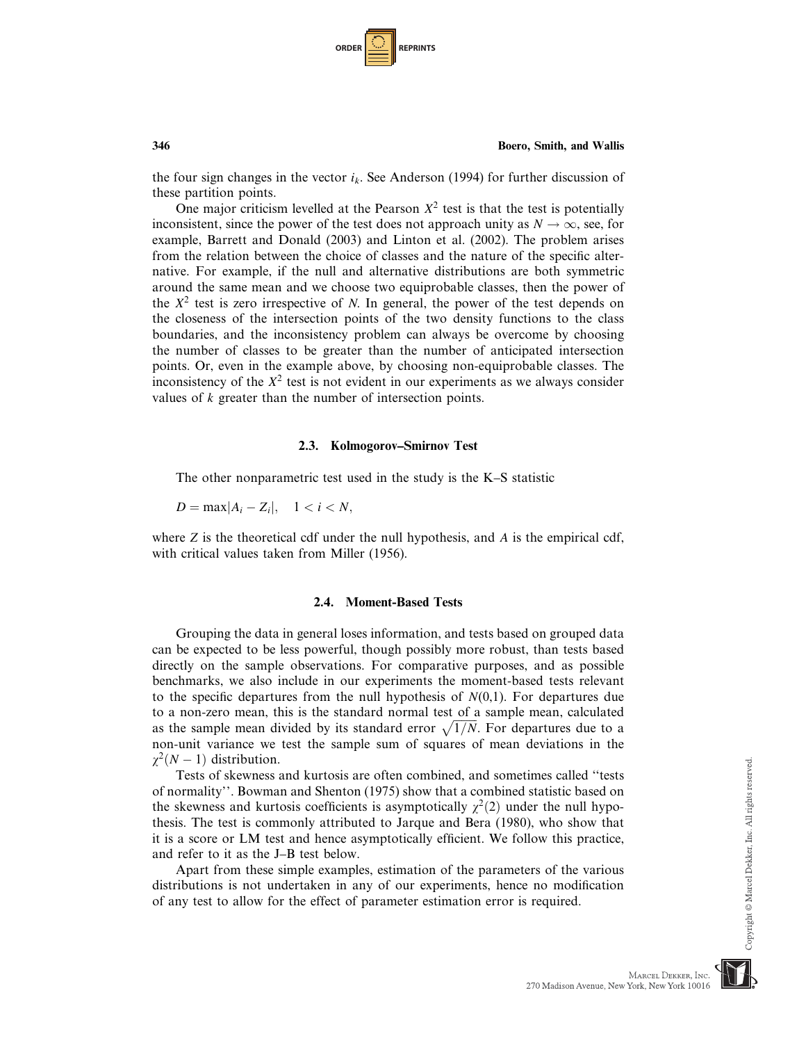the four sign changes in the vector $i_k$. See Anderson (1994) for further discussion of these partition points.

One major criticism levelled at the Pearson $X^2$ test is that the test is potentially inconsistent, since the power of the test does not approach unity as $N \to \infty$, see, for example, Barrett and Donald (2003) and Linton et al. (2002). The problem arises from the relation between the choice of classes and the nature of the specific alternative. For example, if the null and alternative distributions are both symmetric around the same mean and we choose two equiprobable classes, then the power of the $X^2$ test is zero irrespective of $N$. In general, the power of the test depends on the closeness of the intersection points of the two density functions to the class boundaries, and the inconsistency problem can always be overcome by choosing the number of classes to be greater than the number of anticipated intersection points. Or, even in the example above, by choosing non-equiprobable classes. The inconsistency of the $X^2$ test is not evident in our experiments as we always consider values of $k$ greater than the number of intersection points.

### 2.3. Kolmogorov–Smirnov Test

The other nonparametric test used in the study is the K–S statistic

$$D = \max|A_i - Z_i|, \quad 1 < i < N,$$

where $Z$ is the theoretical cdf under the null hypothesis, and $A$ is the empirical cdf, with critical values taken from Miller (1956).

### 2.4. Moment-Based Tests

Grouping the data in general loses information, and tests based on grouped data can be expected to be less powerful, though possibly more robust, than tests based directly on the sample observations. For comparative purposes, and as possible benchmarks, we also include in our experiments the moment-based tests relevant to the specific departures from the null hypothesis of $N(0,1)$. For departures due to a non-zero mean, this is the standard normal test of a sample mean, calculated as the sample mean divided by its standard error $\sqrt{1/N}$. For departures due to a non-unit variance we test the sample sum of squares of mean deviations in the $\chi^2(N-1)$ distribution.

Tests of skewness and kurtosis are often combined, and sometimes called "tests of normality". Bowman and Shenton (1975) show that a combined statistic based on the skewness and kurtosis coefficients is asymptotically $\chi^2(2)$ under the null hypothesis. The test is commonly attributed to Jarque and Bera (1980), who show that it is a score or LM test and hence asymptotically efficient. We follow this practice, and refer to it as the J–B test below.

Apart from these simple examples, estimation of the parameters of the various distributions is not undertaken in any of our experiments, hence no modification of any test to allow for the effect of parameter estimation error is required.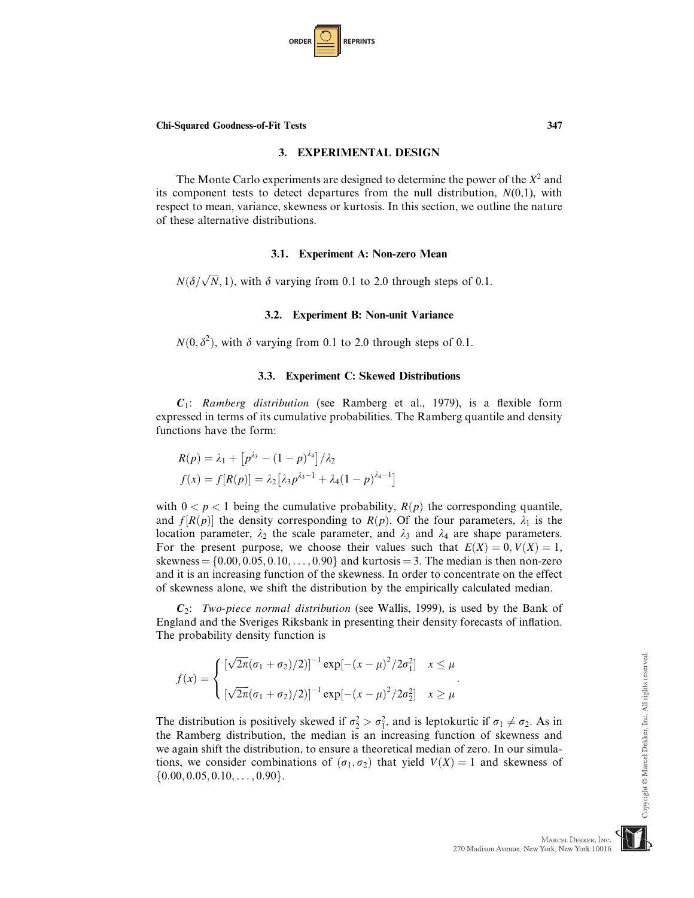## 3. EXPERIMENTAL DESIGN

The Monte Carlo experiments are designed to determine the power of the $X^2$ and its component tests to detect departures from the null distribution, $N(0,1)$, with respect to mean, variance, skewness or kurtosis. In this section, we outline the nature of these alternative distributions.

### 3.1. Experiment A: Non-zero Mean

$N(\delta/\sqrt{N}, 1)$, with $\delta$ varying from 0.1 to 2.0 through steps of 0.1.

### 3.2. Experiment B: Non-unit Variance

$N(0, \delta^2)$, with $\delta$ varying from 0.1 to 2.0 through steps of 0.1.

### 3.3. Experiment C: Skewed Distributions

$\boldsymbol{C}_1$: *Ramberg distribution* (see Ramberg et al., 1979), is a flexible form expressed in terms of its cumulative probabilities. The Ramberg quantile and density functions have the form:

$$
\begin{aligned}
R(p) &= \lambda_1 + \left[p^{\lambda_3} - (1-p)^{\lambda_4}\right]/\lambda_2 \\
f(x) &= f[R(p)] = \lambda_2\left[\lambda_3 p^{\lambda_3 - 1} + \lambda_4(1-p)^{\lambda_4 - 1}\right]
\end{aligned}
$$

with $0 < p < 1$ being the cumulative probability, $R(p)$ the corresponding quantile, and $f[R(p)]$ the density corresponding to $R(p)$. Of the four parameters, $\lambda_1$ is the location parameter, $\lambda_2$ the scale parameter, and $\lambda_3$ and $\lambda_4$ are shape parameters. For the present purpose, we choose their values such that $E(X) = 0, V(X) = 1$, skewness $= \{0.00, 0.05, 0.10, \ldots, 0.90\}$ and kurtosis $= 3$. The median is then non-zero and it is an increasing function of the skewness. In order to concentrate on the effect of skewness alone, we shift the distribution by the empirically calculated median.

$\boldsymbol{C}_2$: *Two-piece normal distribution* (see Wallis, 1999), is used by the Bank of England and the Sveriges Riksbank in presenting their density forecasts of inflation. The probability density function is

$$
f(x) = \begin{cases} [\sqrt{2\pi}(\sigma_1 + \sigma_2)/2)]^{-1} \exp[-(x-\mu)^2/2\sigma_1^2] & x \le \mu \\ [\sqrt{2\pi}(\sigma_1 + \sigma_2)/2)]^{-1} \exp[-(x-\mu)^2/2\sigma_2^2] & x \ge \mu \end{cases}.
$$

The distribution is positively skewed if $\sigma_2^2 > \sigma_1^2$, and is leptokurtic if $\sigma_1 \neq \sigma_2$. As in the Ramberg distribution, the median is an increasing function of skewness and we again shift the distribution, to ensure a theoretical median of zero. In our simulations, we consider combinations of $(\sigma_1, \sigma_2)$ that yield $V(X) = 1$ and skewness of $\{0.00, 0.05, 0.10, \ldots, 0.90\}$.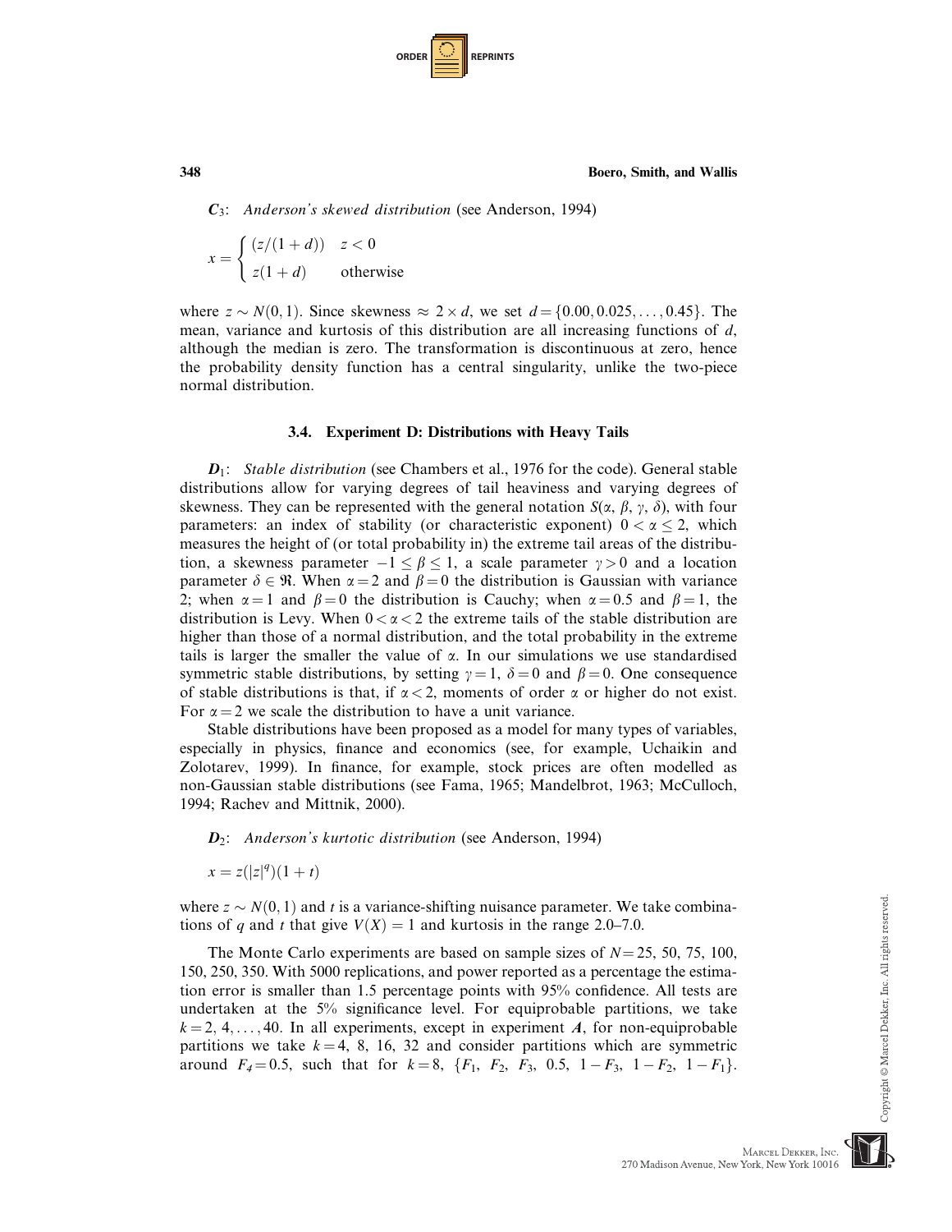**$C_3$**: *Anderson's skewed distribution* (see Anderson, 1994)

$$x = \begin{cases} (z/(1+d)) & z < 0 \\ z(1+d) & \text{otherwise} \end{cases}$$

where $z \sim N(0,1)$. Since skewness $\approx 2 \times d$, we set $d = \{0.00, 0.025, \ldots, 0.45\}$. The mean, variance and kurtosis of this distribution are all increasing functions of $d$, although the median is zero. The transformation is discontinuous at zero, hence the probability density function has a central singularity, unlike the two-piece normal distribution.

### 3.4. Experiment D: Distributions with Heavy Tails

**$D_1$**: *Stable distribution* (see Chambers et al., 1976 for the code). General stable distributions allow for varying degrees of tail heaviness and varying degrees of skewness. They can be represented with the general notation $S(\alpha, \beta, \gamma, \delta)$, with four parameters: an index of stability (or characteristic exponent) $0 < \alpha \leq 2$, which measures the height of (or total probability in) the extreme tail areas of the distribution, a skewness parameter $-1 \leq \beta \leq 1$, a scale parameter $\gamma > 0$ and a location parameter $\delta \in \Re$. When $\alpha = 2$ and $\beta = 0$ the distribution is Gaussian with variance 2; when $\alpha = 1$ and $\beta = 0$ the distribution is Cauchy; when $\alpha = 0.5$ and $\beta = 1$, the distribution is Levy. When $0 < \alpha < 2$ the extreme tails of the stable distribution are higher than those of a normal distribution, and the total probability in the extreme tails is larger the smaller the value of $\alpha$. In our simulations we use standardised symmetric stable distributions, by setting $\gamma = 1$, $\delta = 0$ and $\beta = 0$. One consequence of stable distributions is that, if $\alpha < 2$, moments of order $\alpha$ or higher do not exist. For $\alpha = 2$ we scale the distribution to have a unit variance.

Stable distributions have been proposed as a model for many types of variables, especially in physics, finance and economics (see, for example, Uchaikin and Zolotarev, 1999). In finance, for example, stock prices are often modelled as non-Gaussian stable distributions (see Fama, 1965; Mandelbrot, 1963; McCulloch, 1994; Rachev and Mittnik, 2000).

**$D_2$**: *Anderson's kurtotic distribution* (see Anderson, 1994)

$$x = z(|z|^q)(1+t)$$

where $z \sim N(0,1)$ and $t$ is a variance-shifting nuisance parameter. We take combinations of $q$ and $t$ that give $V(X) = 1$ and kurtosis in the range 2.0–7.0.

The Monte Carlo experiments are based on sample sizes of $N = 25$, 50, 75, 100, 150, 250, 350. With 5000 replications, and power reported as a percentage the estimation error is smaller than 1.5 percentage points with 95% confidence. All tests are undertaken at the 5% significance level. For equiprobable partitions, we take $k = 2, 4, \ldots, 40$. In all experiments, except in experiment ***A***, for non-equiprobable partitions we take $k = 4$, 8, 16, 32 and consider partitions which are symmetric around $F_4 = 0.5$, such that for $k = 8$, $\{F_1, F_2, F_3, 0.5, 1 - F_3, 1 - F_2, 1 - F_1\}$.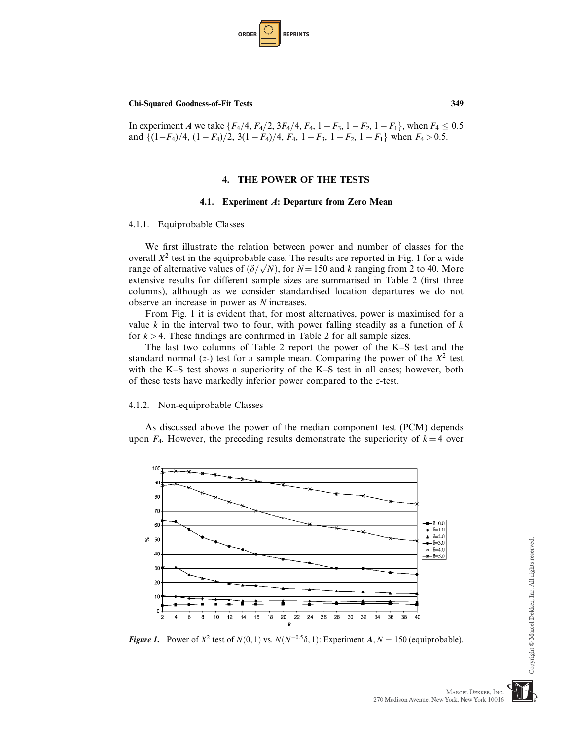In experiment ***A*** we take $\{F_4/4, F_4/2, 3F_4/4, F_4, 1-F_3, 1-F_2, 1-F_1\}$, when $F_4 \leq 0.5$ and $\{(1-F_4)/4, (1-F_4)/2, 3(1-F_4)/4, F_4, 1-F_3, 1-F_2, 1-F_1\}$ when $F_4 > 0.5$.

## 4. THE POWER OF THE TESTS

### 4.1. Experiment *A*: Departure from Zero Mean

#### 4.1.1. Equiprobable Classes

We first illustrate the relation between power and number of classes for the overall $X^2$ test in the equiprobable case. The results are reported in Fig. 1 for a wide range of alternative values of $(\delta/\sqrt{N})$, for $N = 150$ and $k$ ranging from 2 to 40. More extensive results for different sample sizes are summarised in Table 2 (first three columns), although as we consider standardised location departures we do not observe an increase in power as $N$ increases.

From Fig. 1 it is evident that, for most alternatives, power is maximised for a value $k$ in the interval two to four, with power falling steadily as a function of $k$ for $k > 4$. These findings are confirmed in Table 2 for all sample sizes.

The last two columns of Table 2 report the power of the K–S test and the standard normal ($z$-) test for a sample mean. Comparing the power of the $X^2$ test with the K–S test shows a superiority of the K–S test in all cases; however, both of these tests have markedly inferior power compared to the $z$-test.

#### 4.1.2. Non-equiprobable Classes

As discussed above the power of the median component test (PCM) depends upon $F_4$. However, the preceding results demonstrate the superiority of $k = 4$ over

***Figure 1.*** Power of $X^2$ test of $N(0,1)$ vs. $N(N^{-0.5}\delta, 1)$: Experiment ***A***, $N = 150$ (equiprobable).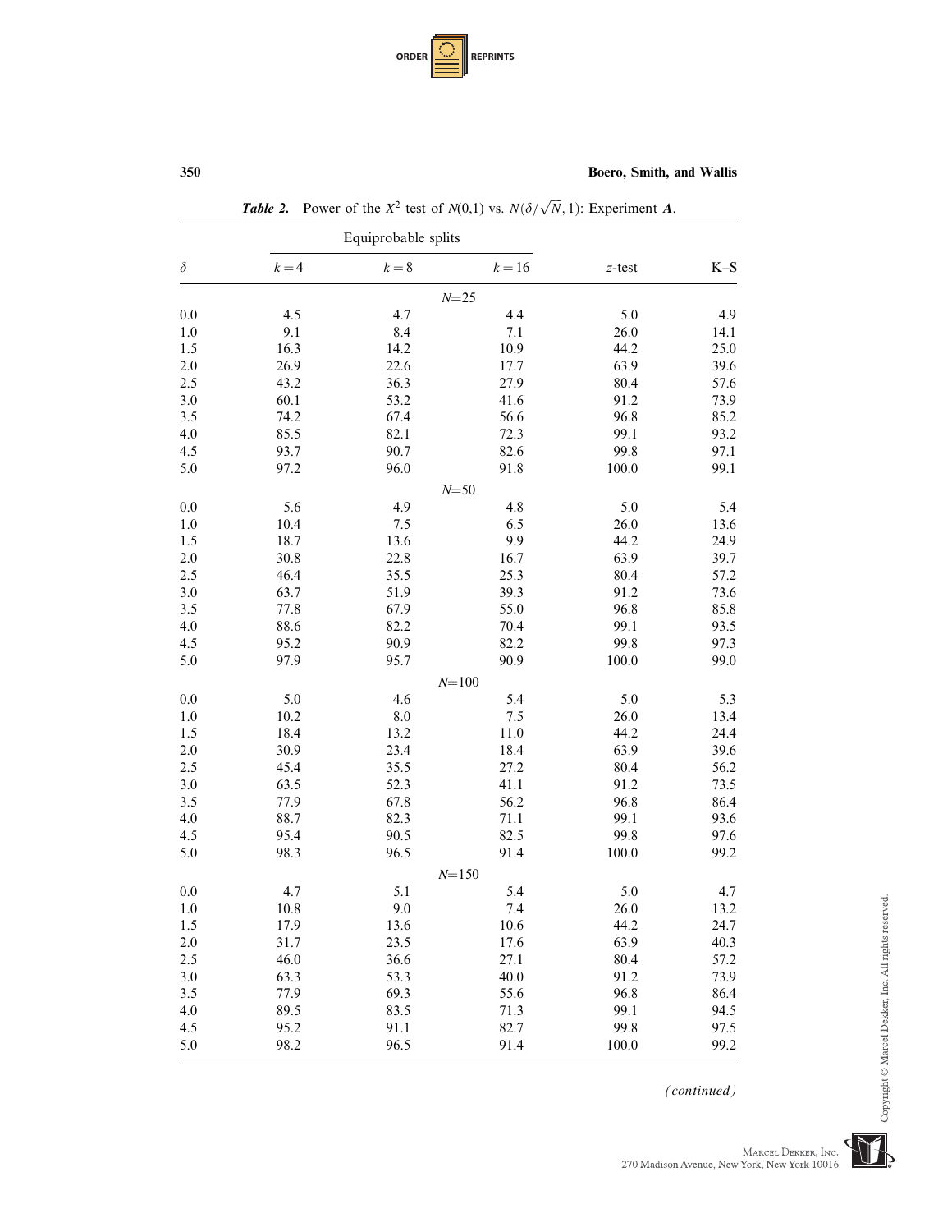**Table 2.** Power of the $X^2$ test of $N(0,1)$ vs. $N(\delta/\sqrt{N},1)$: Experiment ***A***.

| $\delta$ | Equiprobable splits $k=4$ | $k=8$ | $k=16$ | $z$-test | K–S |
|---|---|---|---|---|---|
| | | $N$=25 | | | |
| 0.0 | 4.5 | 4.7 | 4.4 | 5.0 | 4.9 |
| 1.0 | 9.1 | 8.4 | 7.1 | 26.0 | 14.1 |
| 1.5 | 16.3 | 14.2 | 10.9 | 44.2 | 25.0 |
| 2.0 | 26.9 | 22.6 | 17.7 | 63.9 | 39.6 |
| 2.5 | 43.2 | 36.3 | 27.9 | 80.4 | 57.6 |
| 3.0 | 60.1 | 53.2 | 41.6 | 91.2 | 73.9 |
| 3.5 | 74.2 | 67.4 | 56.6 | 96.8 | 85.2 |
| 4.0 | 85.5 | 82.1 | 72.3 | 99.1 | 93.2 |
| 4.5 | 93.7 | 90.7 | 82.6 | 99.8 | 97.1 |
| 5.0 | 97.2 | 96.0 | 91.8 | 100.0 | 99.1 |
| | | $N$=50 | | | |
| 0.0 | 5.6 | 4.9 | 4.8 | 5.0 | 5.4 |
| 1.0 | 10.4 | 7.5 | 6.5 | 26.0 | 13.6 |
| 1.5 | 18.7 | 13.6 | 9.9 | 44.2 | 24.9 |
| 2.0 | 30.8 | 22.8 | 16.7 | 63.9 | 39.7 |
| 2.5 | 46.4 | 35.5 | 25.3 | 80.4 | 57.2 |
| 3.0 | 63.7 | 51.9 | 39.3 | 91.2 | 73.6 |
| 3.5 | 77.8 | 67.9 | 55.0 | 96.8 | 85.8 |
| 4.0 | 88.6 | 82.2 | 70.4 | 99.1 | 93.5 |
| 4.5 | 95.2 | 90.9 | 82.2 | 99.8 | 97.3 |
| 5.0 | 97.9 | 95.7 | 90.9 | 100.0 | 99.0 |
| | | $N$=100 | | | |
| 0.0 | 5.0 | 4.6 | 5.4 | 5.0 | 5.3 |
| 1.0 | 10.2 | 8.0 | 7.5 | 26.0 | 13.4 |
| 1.5 | 18.4 | 13.2 | 11.0 | 44.2 | 24.4 |
| 2.0 | 30.9 | 23.4 | 18.4 | 63.9 | 39.6 |
| 2.5 | 45.4 | 35.5 | 27.2 | 80.4 | 56.2 |
| 3.0 | 63.5 | 52.3 | 41.1 | 91.2 | 73.5 |
| 3.5 | 77.9 | 67.8 | 56.2 | 96.8 | 86.4 |
| 4.0 | 88.7 | 82.3 | 71.1 | 99.1 | 93.6 |
| 4.5 | 95.4 | 90.5 | 82.5 | 99.8 | 97.6 |
| 5.0 | 98.3 | 96.5 | 91.4 | 100.0 | 99.2 |
| | | $N$=150 | | | |
| 0.0 | 4.7 | 5.1 | 5.4 | 5.0 | 4.7 |
| 1.0 | 10.8 | 9.0 | 7.4 | 26.0 | 13.2 |
| 1.5 | 17.9 | 13.6 | 10.6 | 44.2 | 24.7 |
| 2.0 | 31.7 | 23.5 | 17.6 | 63.9 | 40.3 |
| 2.5 | 46.0 | 36.6 | 27.1 | 80.4 | 57.2 |
| 3.0 | 63.3 | 53.3 | 40.0 | 91.2 | 73.9 |
| 3.5 | 77.9 | 69.3 | 55.6 | 96.8 | 86.4 |
| 4.0 | 89.5 | 83.5 | 71.3 | 99.1 | 94.5 |
| 4.5 | 95.2 | 91.1 | 82.7 | 99.8 | 97.5 |
| 5.0 | 98.2 | 96.5 | 91.4 | 100.0 | 99.2 |

*(continued)*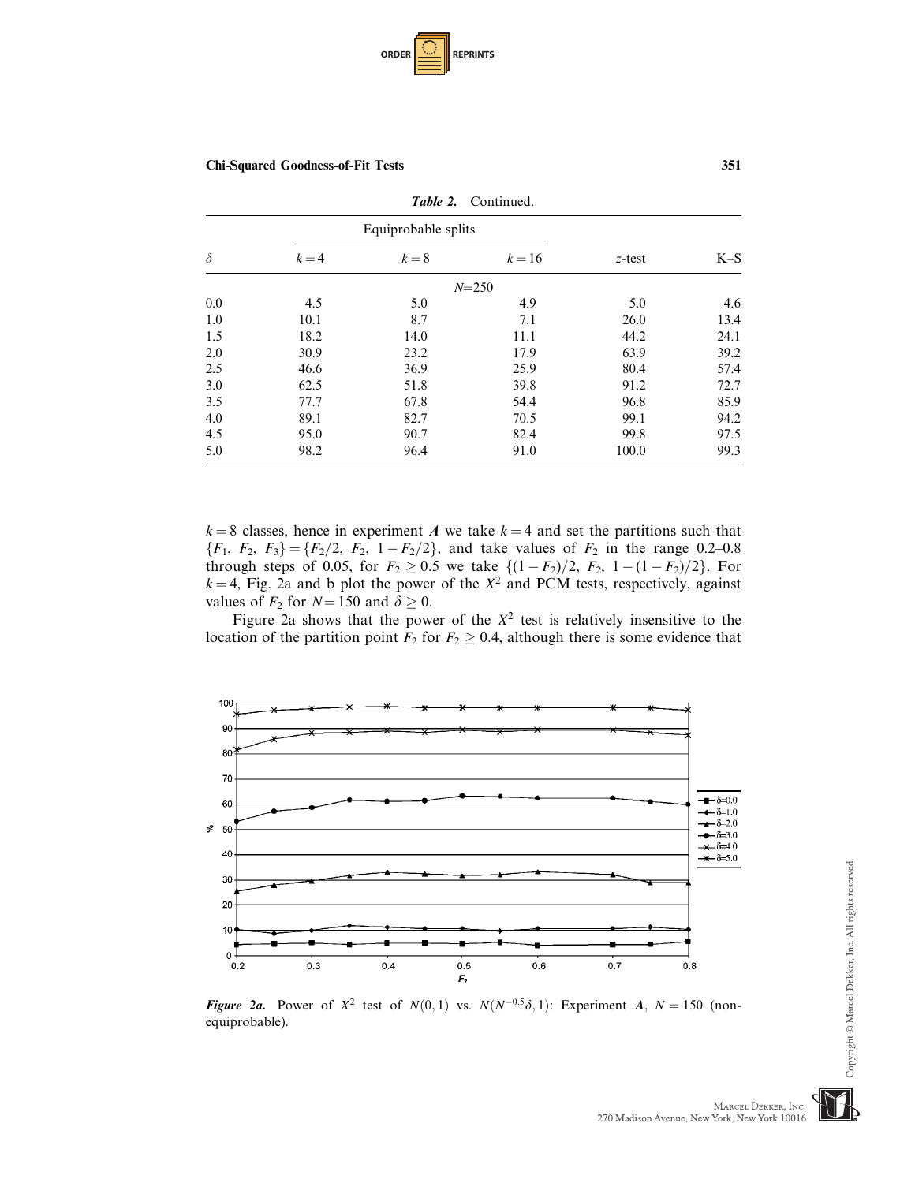*Table 2.* Continued.

| $\delta$ | Equiprobable splits | | | $z$-test | K–S |
|---|---|---|---|---|---|
| | $k=4$ | $k=8$ | $k=16$ | | |
| | | | $N$=250 | | |
| 0.0 | 4.5 | 5.0 | 4.9 | 5.0 | 4.6 |
| 1.0 | 10.1 | 8.7 | 7.1 | 26.0 | 13.4 |
| 1.5 | 18.2 | 14.0 | 11.1 | 44.2 | 24.1 |
| 2.0 | 30.9 | 23.2 | 17.9 | 63.9 | 39.2 |
| 2.5 | 46.6 | 36.9 | 25.9 | 80.4 | 57.4 |
| 3.0 | 62.5 | 51.8 | 39.8 | 91.2 | 72.7 |
| 3.5 | 77.7 | 67.8 | 54.4 | 96.8 | 85.9 |
| 4.0 | 89.1 | 82.7 | 70.5 | 99.1 | 94.2 |
| 4.5 | 95.0 | 90.7 | 82.4 | 99.8 | 97.5 |
| 5.0 | 98.2 | 96.4 | 91.0 | 100.0 | 99.3 |

$k=8$ classes, hence in experiment ***A*** we take $k=4$ and set the partitions such that $\{F_1,\ F_2,\ F_3\}=\{F_2/2,\ F_2,\ 1-F_2/2\}$, and take values of $F_2$ in the range 0.2–0.8 through steps of 0.05, for $F_2 \geq 0.5$ we take $\{(1-F_2)/2,\ F_2,\ 1-(1-F_2)/2\}$. For $k=4$, Fig. 2a and b plot the power of the $X^2$ and PCM tests, respectively, against values of $F_2$ for $N=150$ and $\delta \geq 0$.

Figure 2a shows that the power of the $X^2$ test is relatively insensitive to the location of the partition point $F_2$ for $F_2 \geq 0.4$, although there is some evidence that

***Figure 2a.*** Power of $X^2$ test of $N(0,1)$ vs. $N(N^{-0.5}\delta,1)$: Experiment ***A***, $N=150$ (non-equiprobable).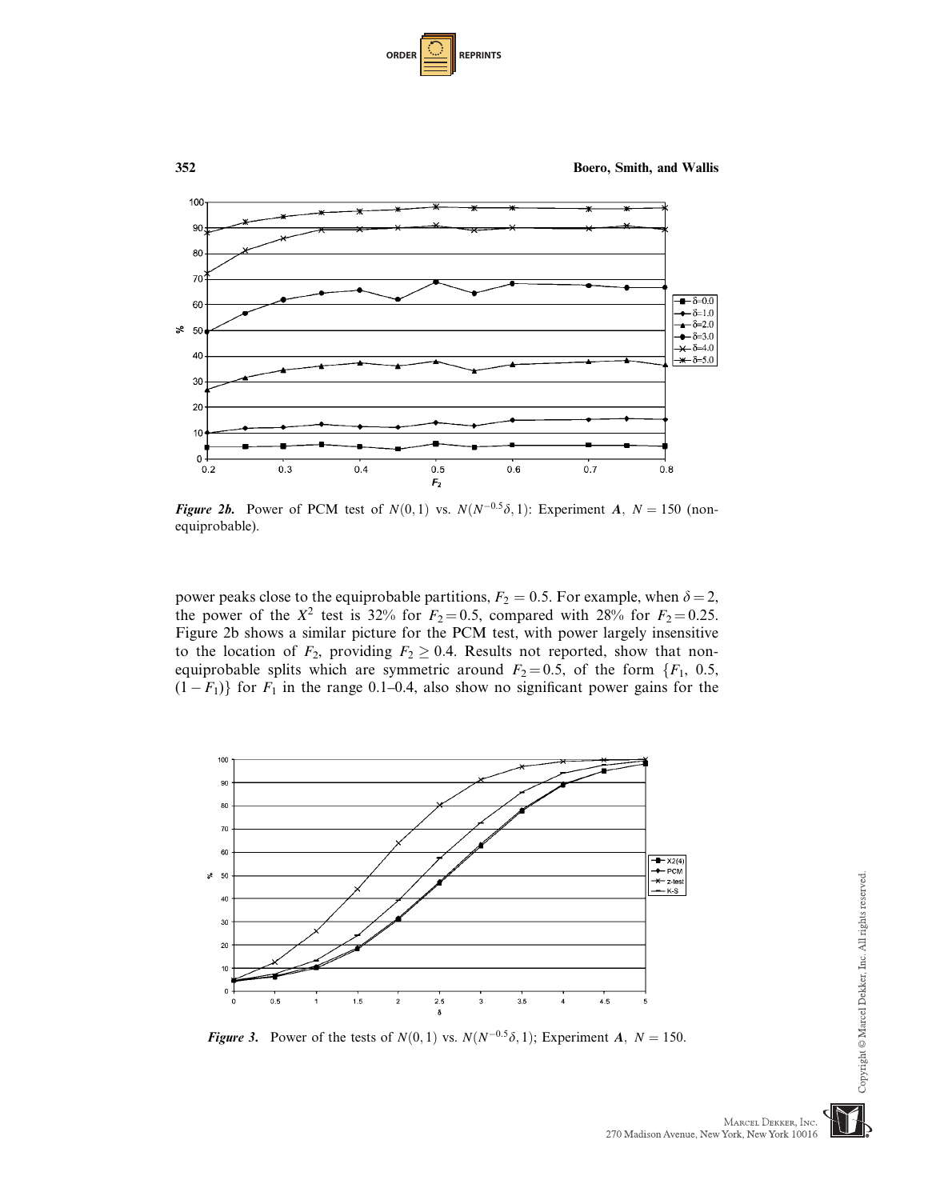*Figure 2b.* Power of PCM test of $N(0,1)$ vs. $N(N^{-0.5}\delta, 1)$: Experiment $\boldsymbol{A}$, $N = 150$ (non-equiprobable).

power peaks close to the equiprobable partitions, $F_2 = 0.5$. For example, when $\delta = 2$, the power of the $X^2$ test is 32% for $F_2 = 0.5$, compared with 28% for $F_2 = 0.25$. Figure 2b shows a similar picture for the PCM test, with power largely insensitive to the location of $F_2$, providing $F_2 \geq 0.4$. Results not reported, show that non-equiprobable splits which are symmetric around $F_2 = 0.5$, of the form $\{F_1, 0.5, (1 - F_1)\}$ for $F_1$ in the range 0.1–0.4, also show no significant power gains for the

*Figure 3.* Power of the tests of $N(0,1)$ vs. $N(N^{-0.5}\delta, 1)$; Experiment $\boldsymbol{A}$, $N = 150$.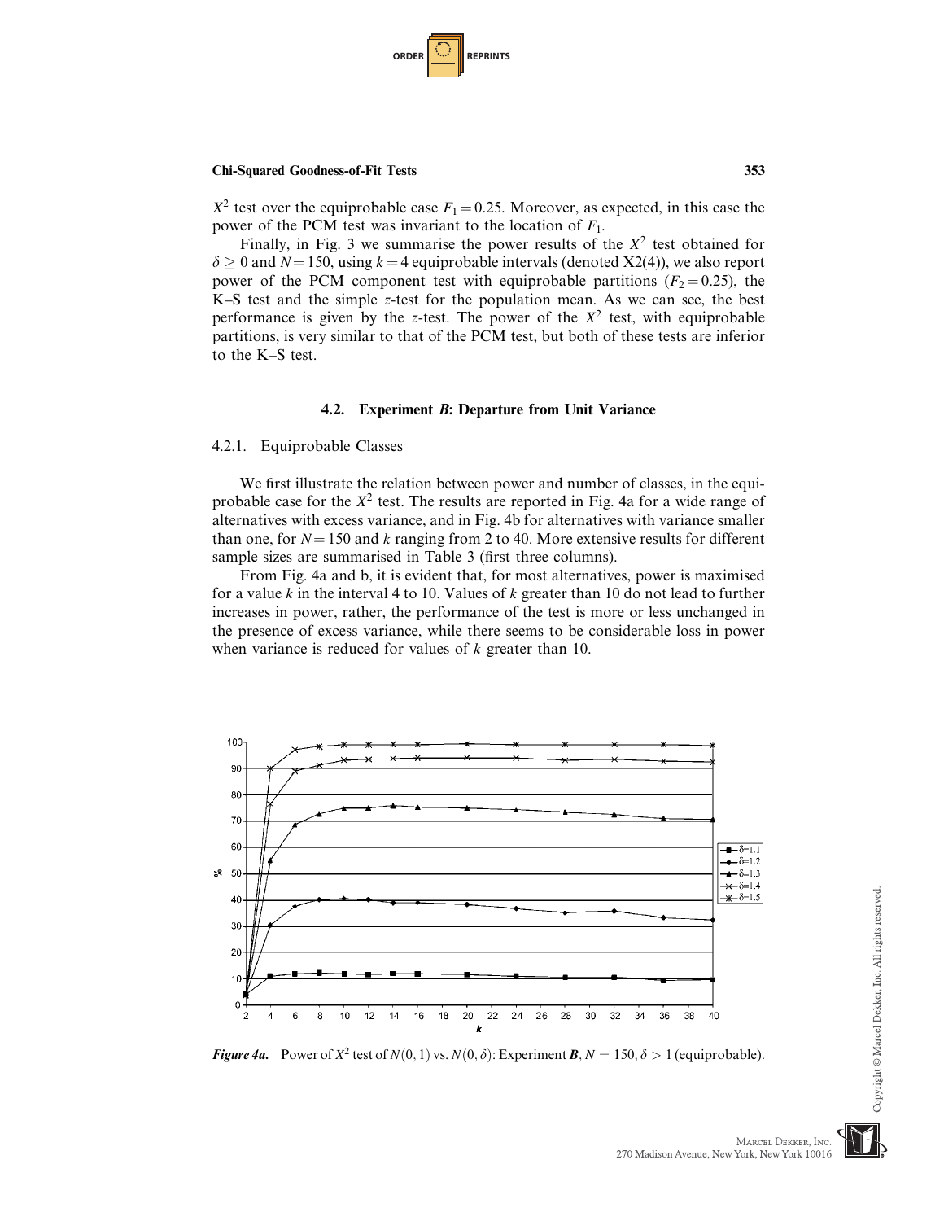$X^2$ test over the equiprobable case $F_1 = 0.25$. Moreover, as expected, in this case the power of the PCM test was invariant to the location of $F_1$.

Finally, in Fig. 3 we summarise the power results of the $X^2$ test obtained for $\delta \geq 0$ and $N = 150$, using $k = 4$ equiprobable intervals (denoted X2(4)), we also report power of the PCM component test with equiprobable partitions ($F_2 = 0.25$), the K–S test and the simple $z$-test for the population mean. As we can see, the best performance is given by the $z$-test. The power of the $X^2$ test, with equiprobable partitions, is very similar to that of the PCM test, but both of these tests are inferior to the K–S test.

### 4.2. Experiment *B*: Departure from Unit Variance

#### 4.2.1. Equiprobable Classes

We first illustrate the relation between power and number of classes, in the equiprobable case for the $X^2$ test. The results are reported in Fig. 4a for a wide range of alternatives with excess variance, and in Fig. 4b for alternatives with variance smaller than one, for $N = 150$ and $k$ ranging from 2 to 40. More extensive results for different sample sizes are summarised in Table 3 (first three columns).

From Fig. 4a and b, it is evident that, for most alternatives, power is maximised for a value $k$ in the interval 4 to 10. Values of $k$ greater than 10 do not lead to further increases in power, rather, the performance of the test is more or less unchanged in the presence of excess variance, while there seems to be considerable loss in power when variance is reduced for values of $k$ greater than 10.

***Figure 4a.*** Power of $X^2$ test of $N(0, 1)$ vs. $N(0, \delta)$: Experiment ***B***, $N = 150$, $\delta > 1$ (equiprobable).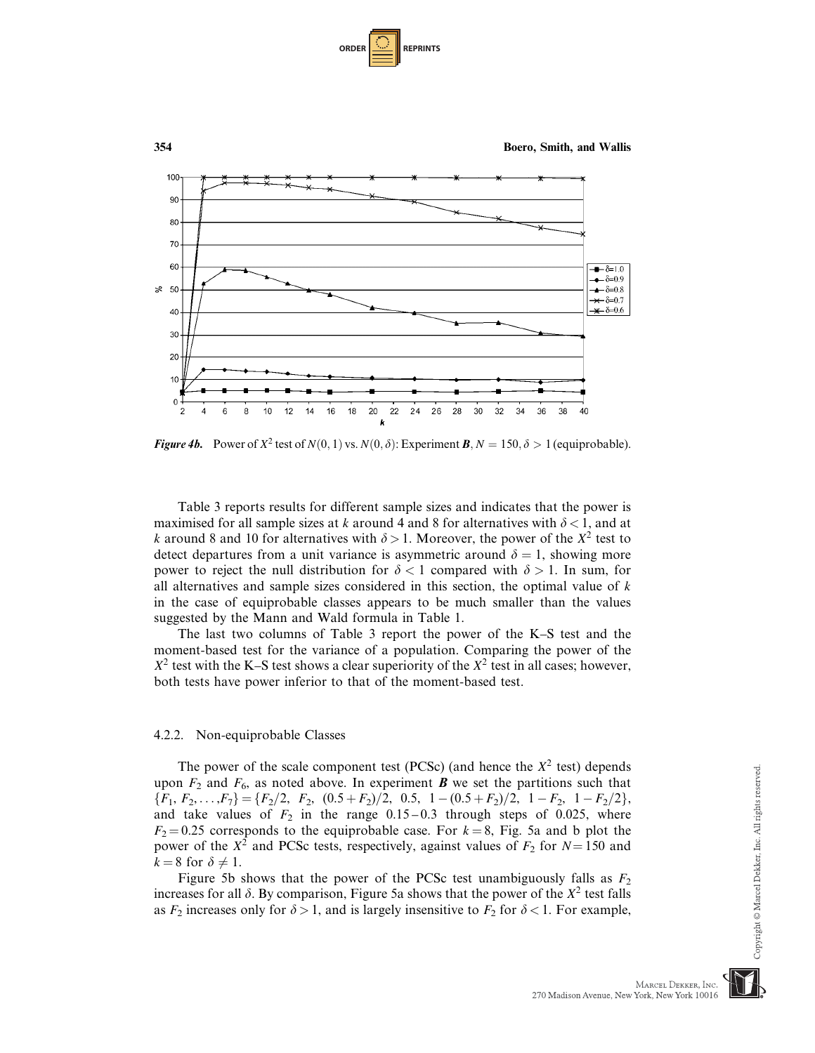*Figure 4b.* Power of $X^2$ test of $N(0, 1)$ vs. $N(0, \delta)$: Experiment ***B***, $N = 150$, $\delta > 1$ (equiprobable).

Table 3 reports results for different sample sizes and indicates that the power is maximised for all sample sizes at $k$ around 4 and 8 for alternatives with $\delta < 1$, and at $k$ around 8 and 10 for alternatives with $\delta > 1$. Moreover, the power of the $X^2$ test to detect departures from a unit variance is asymmetric around $\delta = 1$, showing more power to reject the null distribution for $\delta < 1$ compared with $\delta > 1$. In sum, for all alternatives and sample sizes considered in this section, the optimal value of $k$ in the case of equiprobable classes appears to be much smaller than the values suggested by the Mann and Wald formula in Table 1.

The last two columns of Table 3 report the power of the K–S test and the moment-based test for the variance of a population. Comparing the power of the $X^2$ test with the K–S test shows a clear superiority of the $X^2$ test in all cases; however, both tests have power inferior to that of the moment-based test.

### 4.2.2. Non-equiprobable Classes

The power of the scale component test (PCSc) (and hence the $X^2$ test) depends upon $F_2$ and $F_6$, as noted above. In experiment ***B*** we set the partitions such that $\{F_1, F_2, \ldots, F_7\} = \{F_2/2,\ F_2,\ (0.5 + F_2)/2,\ 0.5,\ 1 - (0.5 + F_2)/2,\ 1 - F_2,\ 1 - F_2/2\}$, and take values of $F_2$ in the range 0.15–0.3 through steps of 0.025, where $F_2 = 0.25$ corresponds to the equiprobable case. For $k = 8$, Fig. 5a and b plot the power of the $X^2$ and PCSc tests, respectively, against values of $F_2$ for $N = 150$ and $k = 8$ for $\delta \neq 1$.

Figure 5b shows that the power of the PCSc test unambiguously falls as $F_2$ increases for all $\delta$. By comparison, Figure 5a shows that the power of the $X^2$ test falls as $F_2$ increases only for $\delta > 1$, and is largely insensitive to $F_2$ for $\delta < 1$. For example,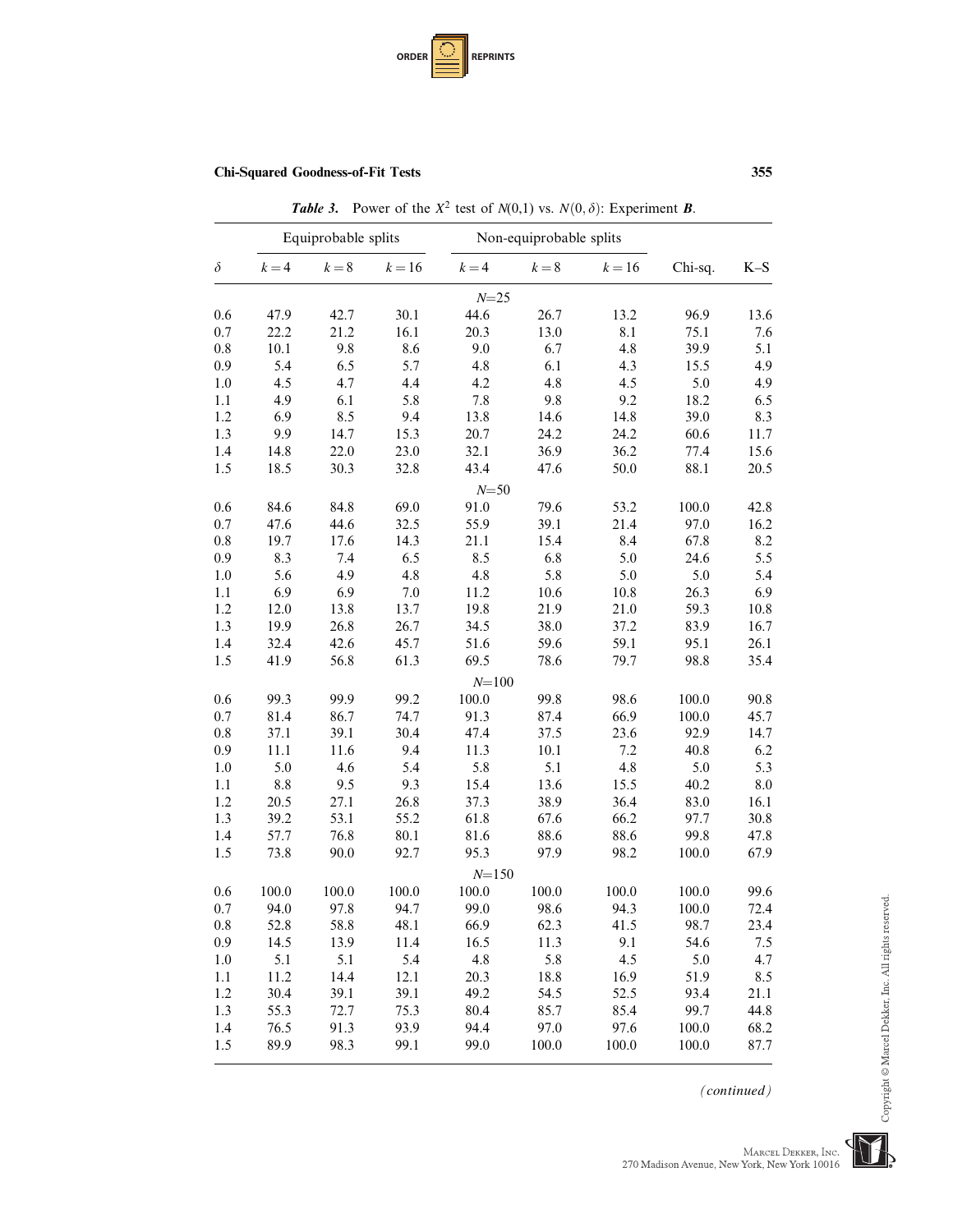**Table 3.** Power of the $X^2$ test of $N(0,1)$ vs. $N(0, \delta)$: Experiment ***B***.

| | Equiprobable splits | | | Non-equiprobable splits | | | | |
|---|---|---|---|---|---|---|---|---|
| $\delta$ | $k=4$ | $k=8$ | $k=16$ | $k=4$ | $k=8$ | $k=16$ | Chi-sq. | K–S |
| | | | | $N$=25 | | | | |
| 0.6 | 47.9 | 42.7 | 30.1 | 44.6 | 26.7 | 13.2 | 96.9 | 13.6 |
| 0.7 | 22.2 | 21.2 | 16.1 | 20.3 | 13.0 | 8.1 | 75.1 | 7.6 |
| 0.8 | 10.1 | 9.8 | 8.6 | 9.0 | 6.7 | 4.8 | 39.9 | 5.1 |
| 0.9 | 5.4 | 6.5 | 5.7 | 4.8 | 6.1 | 4.3 | 15.5 | 4.9 |
| 1.0 | 4.5 | 4.7 | 4.4 | 4.2 | 4.8 | 4.5 | 5.0 | 4.9 |
| 1.1 | 4.9 | 6.1 | 5.8 | 7.8 | 9.8 | 9.2 | 18.2 | 6.5 |
| 1.2 | 6.9 | 8.5 | 9.4 | 13.8 | 14.6 | 14.8 | 39.0 | 8.3 |
| 1.3 | 9.9 | 14.7 | 15.3 | 20.7 | 24.2 | 24.2 | 60.6 | 11.7 |
| 1.4 | 14.8 | 22.0 | 23.0 | 32.1 | 36.9 | 36.2 | 77.4 | 15.6 |
| 1.5 | 18.5 | 30.3 | 32.8 | 43.4 | 47.6 | 50.0 | 88.1 | 20.5 |
| | | | | $N$=50 | | | | |
| 0.6 | 84.6 | 84.8 | 69.0 | 91.0 | 79.6 | 53.2 | 100.0 | 42.8 |
| 0.7 | 47.6 | 44.6 | 32.5 | 55.9 | 39.1 | 21.4 | 97.0 | 16.2 |
| 0.8 | 19.7 | 17.6 | 14.3 | 21.1 | 15.4 | 8.4 | 67.8 | 8.2 |
| 0.9 | 8.3 | 7.4 | 6.5 | 8.5 | 6.8 | 5.0 | 24.6 | 5.5 |
| 1.0 | 5.6 | 4.9 | 4.8 | 4.8 | 5.8 | 5.0 | 5.0 | 5.4 |
| 1.1 | 6.9 | 6.9 | 7.0 | 11.2 | 10.6 | 10.8 | 26.3 | 6.9 |
| 1.2 | 12.0 | 13.8 | 13.7 | 19.8 | 21.9 | 21.0 | 59.3 | 10.8 |
| 1.3 | 19.9 | 26.8 | 26.7 | 34.5 | 38.0 | 37.2 | 83.9 | 16.7 |
| 1.4 | 32.4 | 42.6 | 45.7 | 51.6 | 59.6 | 59.1 | 95.1 | 26.1 |
| 1.5 | 41.9 | 56.8 | 61.3 | 69.5 | 78.6 | 79.7 | 98.8 | 35.4 |
| | | | | $N$=100 | | | | |
| 0.6 | 99.3 | 99.9 | 99.2 | 100.0 | 99.8 | 98.6 | 100.0 | 90.8 |
| 0.7 | 81.4 | 86.7 | 74.7 | 91.3 | 87.4 | 66.9 | 100.0 | 45.7 |
| 0.8 | 37.1 | 39.1 | 30.4 | 47.4 | 37.5 | 23.6 | 92.9 | 14.7 |
| 0.9 | 11.1 | 11.6 | 9.4 | 11.3 | 10.1 | 7.2 | 40.8 | 6.2 |
| 1.0 | 5.0 | 4.6 | 5.4 | 5.8 | 5.1 | 4.8 | 5.0 | 5.3 |
| 1.1 | 8.8 | 9.5 | 9.3 | 15.4 | 13.6 | 15.5 | 40.2 | 8.0 |
| 1.2 | 20.5 | 27.1 | 26.8 | 37.3 | 38.9 | 36.4 | 83.0 | 16.1 |
| 1.3 | 39.2 | 53.1 | 55.2 | 61.8 | 67.6 | 66.2 | 97.7 | 30.8 |
| 1.4 | 57.7 | 76.8 | 80.1 | 81.6 | 88.6 | 88.6 | 99.8 | 47.8 |
| 1.5 | 73.8 | 90.0 | 92.7 | 95.3 | 97.9 | 98.2 | 100.0 | 67.9 |
| | | | | $N$=150 | | | | |
| 0.6 | 100.0 | 100.0 | 100.0 | 100.0 | 100.0 | 100.0 | 100.0 | 99.6 |
| 0.7 | 94.0 | 97.8 | 94.7 | 99.0 | 98.6 | 94.3 | 100.0 | 72.4 |
| 0.8 | 52.8 | 58.8 | 48.1 | 66.9 | 62.3 | 41.5 | 98.7 | 23.4 |
| 0.9 | 14.5 | 13.9 | 11.4 | 16.5 | 11.3 | 9.1 | 54.6 | 7.5 |
| 1.0 | 5.1 | 5.1 | 5.4 | 4.8 | 5.8 | 4.5 | 5.0 | 4.7 |
| 1.1 | 11.2 | 14.4 | 12.1 | 20.3 | 18.8 | 16.9 | 51.9 | 8.5 |
| 1.2 | 30.4 | 39.1 | 39.1 | 49.2 | 54.5 | 52.5 | 93.4 | 21.1 |
| 1.3 | 55.3 | 72.7 | 75.3 | 80.4 | 85.7 | 85.4 | 99.7 | 44.8 |
| 1.4 | 76.5 | 91.3 | 93.9 | 94.4 | 97.0 | 97.6 | 100.0 | 68.2 |
| 1.5 | 89.9 | 98.3 | 99.1 | 99.0 | 100.0 | 100.0 | 100.0 | 87.7 |

*(continued)*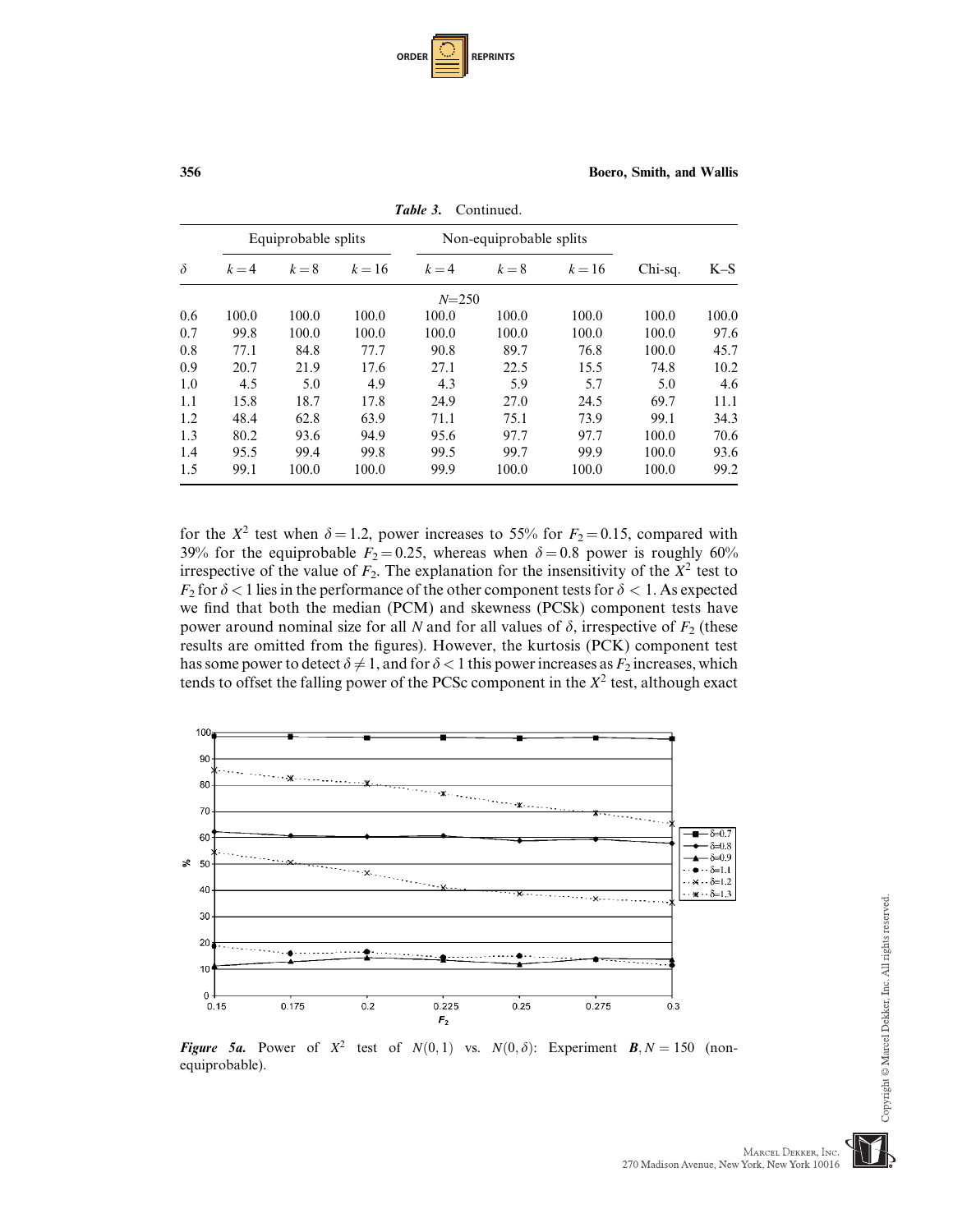*Table 3.* Continued.

| | Equiprobable splits | | | Non-equiprobable splits | | | | |
|---|---|---|---|---|---|---|---|---|
| $\delta$ | $k=4$ | $k=8$ | $k=16$ | $k=4$ | $k=8$ | $k=16$ | Chi-sq. | K–S |
| | | | | $N$=250 | | | | |
| 0.6 | 100.0 | 100.0 | 100.0 | 100.0 | 100.0 | 100.0 | 100.0 | 100.0 |
| 0.7 | 99.8 | 100.0 | 100.0 | 100.0 | 100.0 | 100.0 | 100.0 | 97.6 |
| 0.8 | 77.1 | 84.8 | 77.7 | 90.8 | 89.7 | 76.8 | 100.0 | 45.7 |
| 0.9 | 20.7 | 21.9 | 17.6 | 27.1 | 22.5 | 15.5 | 74.8 | 10.2 |
| 1.0 | 4.5 | 5.0 | 4.9 | 4.3 | 5.9 | 5.7 | 5.0 | 4.6 |
| 1.1 | 15.8 | 18.7 | 17.8 | 24.9 | 27.0 | 24.5 | 69.7 | 11.1 |
| 1.2 | 48.4 | 62.8 | 63.9 | 71.1 | 75.1 | 73.9 | 99.1 | 34.3 |
| 1.3 | 80.2 | 93.6 | 94.9 | 95.6 | 97.7 | 97.7 | 100.0 | 70.6 |
| 1.4 | 95.5 | 99.4 | 99.8 | 99.5 | 99.7 | 99.9 | 100.0 | 93.6 |
| 1.5 | 99.1 | 100.0 | 100.0 | 99.9 | 100.0 | 100.0 | 100.0 | 99.2 |

for the $X^2$ test when $\delta = 1.2$, power increases to 55% for $F_2 = 0.15$, compared with 39% for the equiprobable $F_2 = 0.25$, whereas when $\delta = 0.8$ power is roughly 60% irrespective of the value of $F_2$. The explanation for the insensitivity of the $X^2$ test to $F_2$ for $\delta < 1$ lies in the performance of the other component tests for $\delta < 1$. As expected we find that both the median (PCM) and skewness (PCSk) component tests have power around nominal size for all $N$ and for all values of $\delta$, irrespective of $F_2$ (these results are omitted from the figures). However, the kurtosis (PCK) component test has some power to detect $\delta \neq 1$, and for $\delta < 1$ this power increases as $F_2$ increases, which tends to offset the falling power of the PCSc component in the $X^2$ test, although exact

***Figure 5a.*** Power of $X^2$ test of $N(0,1)$ vs. $N(0,\delta)$: Experiment $\boldsymbol{B}, N = 150$ (non-equiprobable).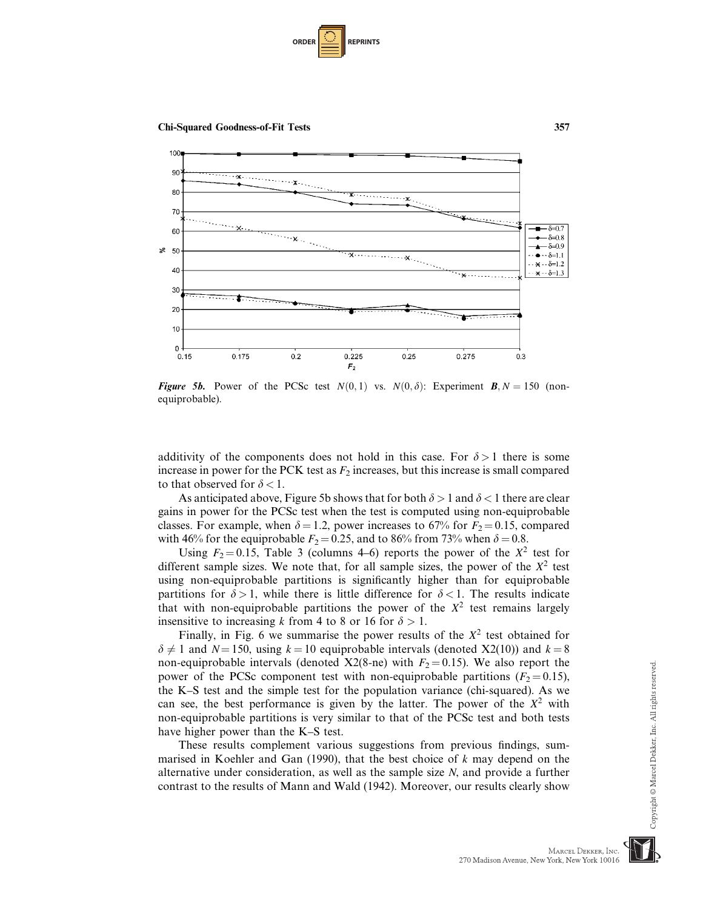*Figure 5b.* Power of the PCSc test $N(0,1)$ vs. $N(0,\delta)$: Experiment $\boldsymbol{B}, N = 150$ (non-equiprobable).

additivity of the components does not hold in this case. For $\delta > 1$ there is some increase in power for the PCK test as $F_2$ increases, but this increase is small compared to that observed for $\delta < 1$.

As anticipated above, Figure 5b shows that for both $\delta > 1$ and $\delta < 1$ there are clear gains in power for the PCSc test when the test is computed using non-equiprobable classes. For example, when $\delta = 1.2$, power increases to 67% for $F_2 = 0.15$, compared with 46% for the equiprobable $F_2 = 0.25$, and to 86% from 73% when $\delta = 0.8$.

Using $F_2 = 0.15$, Table 3 (columns 4–6) reports the power of the $X^2$ test for different sample sizes. We note that, for all sample sizes, the power of the $X^2$ test using non-equiprobable partitions is significantly higher than for equiprobable partitions for $\delta > 1$, while there is little difference for $\delta < 1$. The results indicate that with non-equiprobable partitions the power of the $X^2$ test remains largely insensitive to increasing $k$ from 4 to 8 or 16 for $\delta > 1$.

Finally, in Fig. 6 we summarise the power results of the $X^2$ test obtained for $\delta \neq 1$ and $N = 150$, using $k = 10$ equiprobable intervals (denoted X2(10)) and $k = 8$ non-equiprobable intervals (denoted X2(8-ne) with $F_2 = 0.15$). We also report the power of the PCSc component test with non-equiprobable partitions ($F_2 = 0.15$), the K–S test and the simple test for the population variance (chi-squared). As we can see, the best performance is given by the latter. The power of the $X^2$ with non-equiprobable partitions is very similar to that of the PCSc test and both tests have higher power than the K–S test.

These results complement various suggestions from previous findings, summarised in Koehler and Gan (1990), that the best choice of $k$ may depend on the alternative under consideration, as well as the sample size $N$, and provide a further contrast to the results of Mann and Wald (1942). Moreover, our results clearly show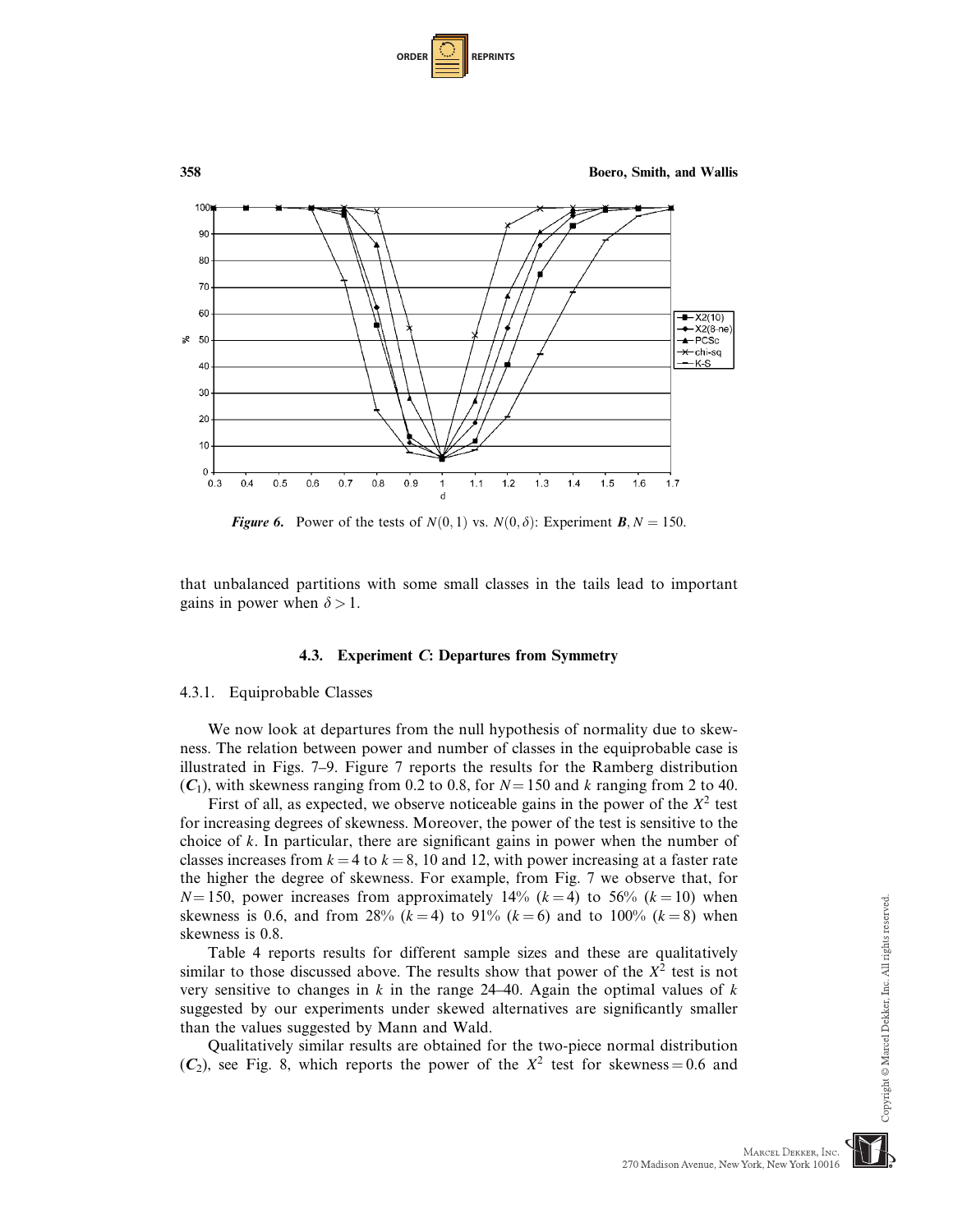*Figure 6.* Power of the tests of $N(0, 1)$ vs. $N(0, \delta)$: Experiment ***B***, $N = 150$.

that unbalanced partitions with some small classes in the tails lead to important gains in power when $\delta > 1$.

### 4.3. Experiment *C*: Departures from Symmetry

#### 4.3.1. Equiprobable Classes

We now look at departures from the null hypothesis of normality due to skewness. The relation between power and number of classes in the equiprobable case is illustrated in Figs. 7–9. Figure 7 reports the results for the Ramberg distribution ($\boldsymbol{C}_1$), with skewness ranging from 0.2 to 0.8, for $N = 150$ and $k$ ranging from 2 to 40.

First of all, as expected, we observe noticeable gains in the power of the $X^2$ test for increasing degrees of skewness. Moreover, the power of the test is sensitive to the choice of $k$. In particular, there are significant gains in power when the number of classes increases from $k = 4$ to $k = 8$, 10 and 12, with power increasing at a faster rate the higher the degree of skewness. For example, from Fig. 7 we observe that, for $N = 150$, power increases from approximately 14% ($k = 4$) to 56% ($k = 10$) when skewness is 0.6, and from 28% ($k = 4$) to 91% ($k = 6$) and to 100% ($k = 8$) when skewness is 0.8.

Table 4 reports results for different sample sizes and these are qualitatively similar to those discussed above. The results show that power of the $X^2$ test is not very sensitive to changes in $k$ in the range 24–40. Again the optimal values of $k$ suggested by our experiments under skewed alternatives are significantly smaller than the values suggested by Mann and Wald.

Qualitatively similar results are obtained for the two-piece normal distribution ($\boldsymbol{C}_2$), see Fig. 8, which reports the power of the $X^2$ test for skewness = 0.6 and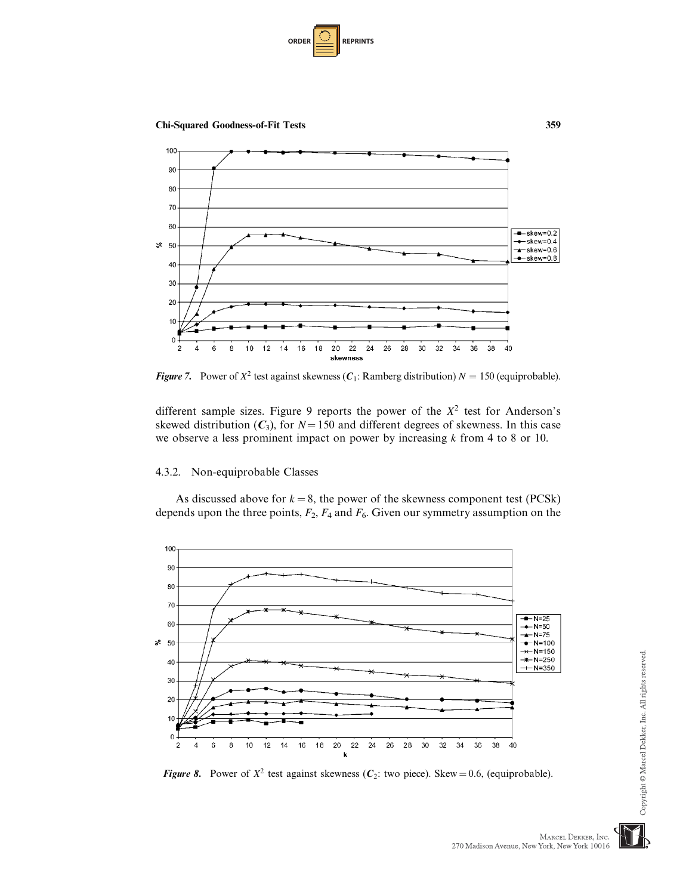*Figure 7.* Power of $X^2$ test against skewness ($\boldsymbol{C}_1$: Ramberg distribution) $N = 150$ (equiprobable).

different sample sizes. Figure 9 reports the power of the $X^2$ test for Anderson's skewed distribution ($\boldsymbol{C}_3$), for $N = 150$ and different degrees of skewness. In this case we observe a less prominent impact on power by increasing $k$ from 4 to 8 or 10.

### 4.3.2. Non-equiprobable Classes

As discussed above for $k = 8$, the power of the skewness component test (PCSk) depends upon the three points, $F_2$, $F_4$ and $F_6$. Given our symmetry assumption on the

*Figure 8.* Power of $X^2$ test against skewness ($\boldsymbol{C}_2$: two piece). Skew = 0.6, (equiprobable).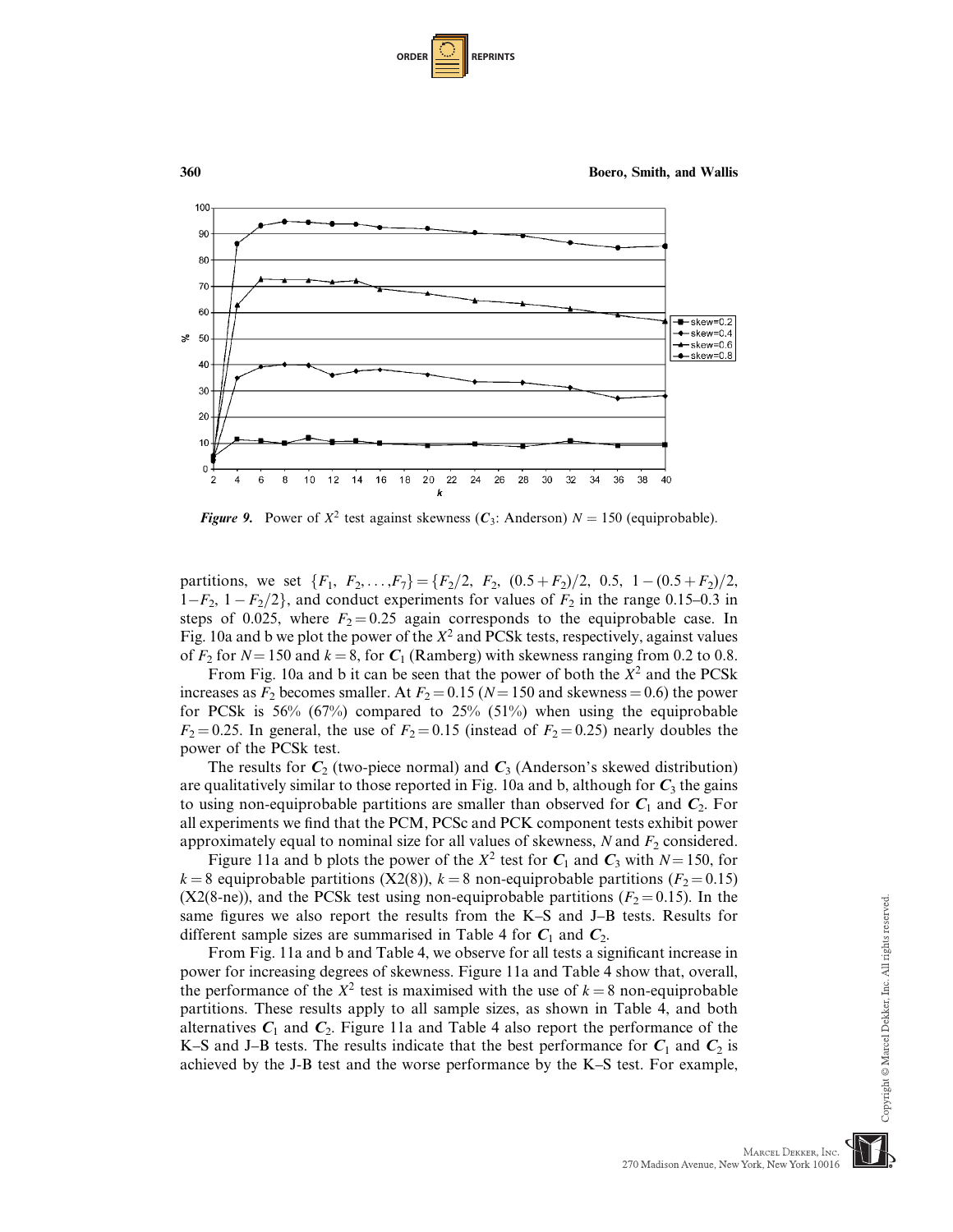*Figure 9.* Power of $X^2$ test against skewness ($\boldsymbol{C}_3$: Anderson) $N = 150$ (equiprobable).

partitions, we set $\{F_1, F_2, \ldots, F_7\} = \{F_2/2, F_2, (0.5 + F_2)/2, 0.5, 1 - (0.5 + F_2)/2, 1 - F_2, 1 - F_2/2\}$, and conduct experiments for values of $F_2$ in the range 0.15–0.3 in steps of 0.025, where $F_2 = 0.25$ again corresponds to the equiprobable case. In Fig. 10a and b we plot the power of the $X^2$ and PCSk tests, respectively, against values of $F_2$ for $N = 150$ and $k = 8$, for $\boldsymbol{C}_1$ (Ramberg) with skewness ranging from 0.2 to 0.8.

From Fig. 10a and b it can be seen that the power of both the $X^2$ and the PCSk increases as $F_2$ becomes smaller. At $F_2 = 0.15$ ($N = 150$ and skewness $= 0.6$) the power for PCSk is 56% (67%) compared to 25% (51%) when using the equiprobable $F_2 = 0.25$. In general, the use of $F_2 = 0.15$ (instead of $F_2 = 0.25$) nearly doubles the power of the PCSk test.

The results for $\boldsymbol{C}_2$ (two-piece normal) and $\boldsymbol{C}_3$ (Anderson's skewed distribution) are qualitatively similar to those reported in Fig. 10a and b, although for $\boldsymbol{C}_3$ the gains to using non-equiprobable partitions are smaller than observed for $\boldsymbol{C}_1$ and $\boldsymbol{C}_2$. For all experiments we find that the PCM, PCSc and PCK component tests exhibit power approximately equal to nominal size for all values of skewness, $N$ and $F_2$ considered.

Figure 11a and b plots the power of the $X^2$ test for $\boldsymbol{C}_1$ and $\boldsymbol{C}_3$ with $N = 150$, for $k = 8$ equiprobable partitions (X2(8)), $k = 8$ non-equiprobable partitions ($F_2 = 0.15$) (X2(8-ne)), and the PCSk test using non-equiprobable partitions ($F_2 = 0.15$). In the same figures we also report the results from the K–S and J–B tests. Results for different sample sizes are summarised in Table 4 for $\boldsymbol{C}_1$ and $\boldsymbol{C}_2$.

From Fig. 11a and b and Table 4, we observe for all tests a significant increase in power for increasing degrees of skewness. Figure 11a and Table 4 show that, overall, the performance of the $X^2$ test is maximised with the use of $k = 8$ non-equiprobable partitions. These results apply to all sample sizes, as shown in Table 4, and both alternatives $\boldsymbol{C}_1$ and $\boldsymbol{C}_2$. Figure 11a and Table 4 also report the performance of the K–S and J–B tests. The results indicate that the best performance for $\boldsymbol{C}_1$ and $\boldsymbol{C}_2$ is achieved by the J-B test and the worse performance by the K–S test. For example,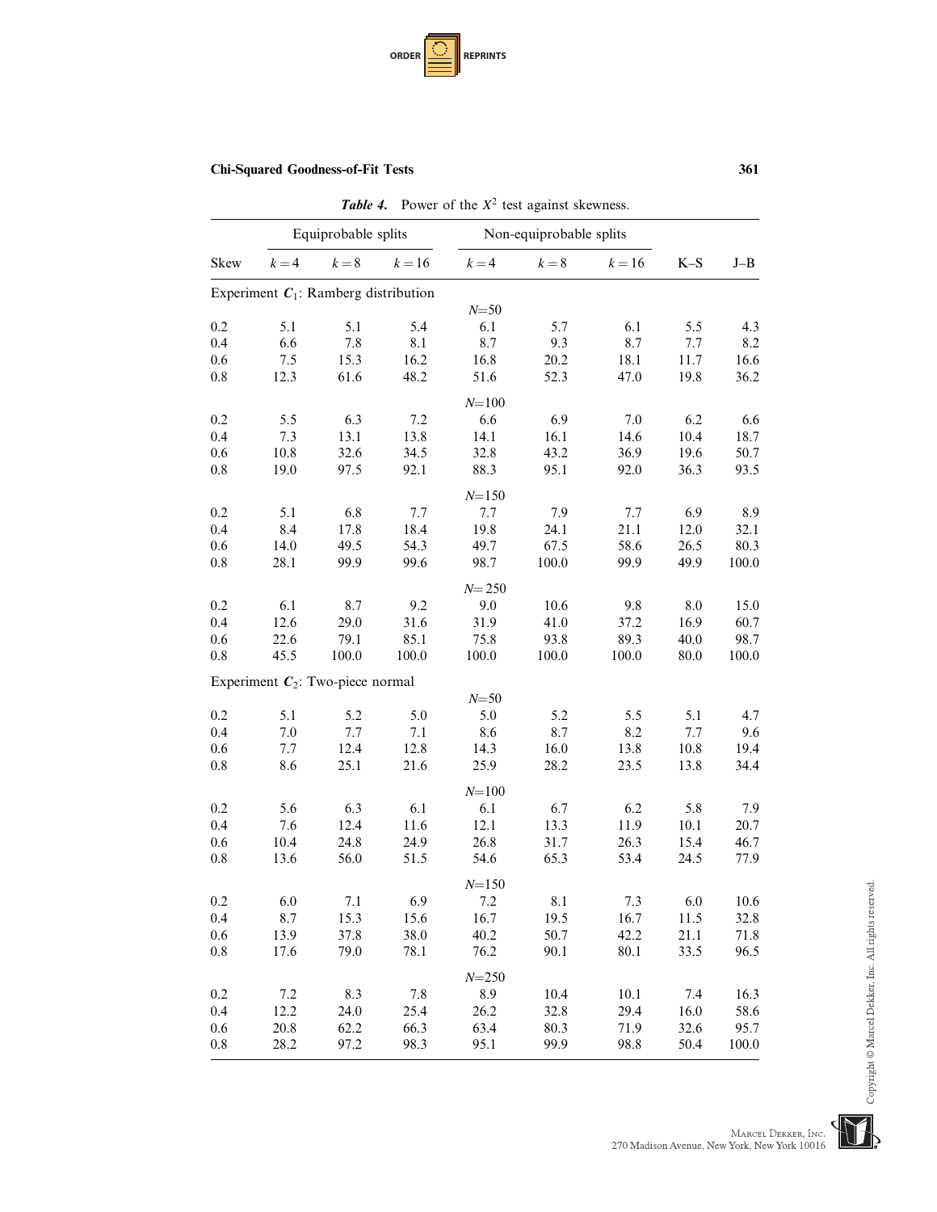*Table 4.* Power of the $X^2$ test against skewness.

| | Equiprobable splits | | | Non-equiprobable splits | | | | |
|---|---|---|---|---|---|---|---|---|
| Skew | $k=4$ | $k=8$ | $k=16$ | $k=4$ | $k=8$ | $k=16$ | K–S | J–B |
| Experiment $C_1$: Ramberg distribution | | | | | | | | |
| | | | | $N=50$ | | | | |
| 0.2 | 5.1 | 5.1 | 5.4 | 6.1 | 5.7 | 6.1 | 5.5 | 4.3 |
| 0.4 | 6.6 | 7.8 | 8.1 | 8.7 | 9.3 | 8.7 | 7.7 | 8.2 |
| 0.6 | 7.5 | 15.3 | 16.2 | 16.8 | 20.2 | 18.1 | 11.7 | 16.6 |
| 0.8 | 12.3 | 61.6 | 48.2 | 51.6 | 52.3 | 47.0 | 19.8 | 36.2 |
| | | | | $N=100$ | | | | |
| 0.2 | 5.5 | 6.3 | 7.2 | 6.6 | 6.9 | 7.0 | 6.2 | 6.6 |
| 0.4 | 7.3 | 13.1 | 13.8 | 14.1 | 16.1 | 14.6 | 10.4 | 18.7 |
| 0.6 | 10.8 | 32.6 | 34.5 | 32.8 | 43.2 | 36.9 | 19.6 | 50.7 |
| 0.8 | 19.0 | 97.5 | 92.1 | 88.3 | 95.1 | 92.0 | 36.3 | 93.5 |
| | | | | $N=150$ | | | | |
| 0.2 | 5.1 | 6.8 | 7.7 | 7.7 | 7.9 | 7.7 | 6.9 | 8.9 |
| 0.4 | 8.4 | 17.8 | 18.4 | 19.8 | 24.1 | 21.1 | 12.0 | 32.1 |
| 0.6 | 14.0 | 49.5 | 54.3 | 49.7 | 67.5 | 58.6 | 26.5 | 80.3 |
| 0.8 | 28.1 | 99.9 | 99.6 | 98.7 | 100.0 | 99.9 | 49.9 | 100.0 |
| | | | | $N=250$ | | | | |
| 0.2 | 6.1 | 8.7 | 9.2 | 9.0 | 10.6 | 9.8 | 8.0 | 15.0 |
| 0.4 | 12.6 | 29.0 | 31.6 | 31.9 | 41.0 | 37.2 | 16.9 | 60.7 |
| 0.6 | 22.6 | 79.1 | 85.1 | 75.8 | 93.8 | 89.3 | 40.0 | 98.7 |
| 0.8 | 45.5 | 100.0 | 100.0 | 100.0 | 100.0 | 100.0 | 80.0 | 100.0 |
| Experiment $C_2$: Two-piece normal | | | | | | | | |
| | | | | $N=50$ | | | | |
| 0.2 | 5.1 | 5.2 | 5.0 | 5.0 | 5.2 | 5.5 | 5.1 | 4.7 |
| 0.4 | 7.0 | 7.7 | 7.1 | 8.6 | 8.7 | 8.2 | 7.7 | 9.6 |
| 0.6 | 7.7 | 12.4 | 12.8 | 14.3 | 16.0 | 13.8 | 10.8 | 19.4 |
| 0.8 | 8.6 | 25.1 | 21.6 | 25.9 | 28.2 | 23.5 | 13.8 | 34.4 |
| | | | | $N=100$ | | | | |
| 0.2 | 5.6 | 6.3 | 6.1 | 6.1 | 6.7 | 6.2 | 5.8 | 7.9 |
| 0.4 | 7.6 | 12.4 | 11.6 | 12.1 | 13.3 | 11.9 | 10.1 | 20.7 |
| 0.6 | 10.4 | 24.8 | 24.9 | 26.8 | 31.7 | 26.3 | 15.4 | 46.7 |
| 0.8 | 13.6 | 56.0 | 51.5 | 54.6 | 65.3 | 53.4 | 24.5 | 77.9 |
| | | | | $N=150$ | | | | |
| 0.2 | 6.0 | 7.1 | 6.9 | 7.2 | 8.1 | 7.3 | 6.0 | 10.6 |
| 0.4 | 8.7 | 15.3 | 15.6 | 16.7 | 19.5 | 16.7 | 11.5 | 32.8 |
| 0.6 | 13.9 | 37.8 | 38.0 | 40.2 | 50.7 | 42.2 | 21.1 | 71.8 |
| 0.8 | 17.6 | 79.0 | 78.1 | 76.2 | 90.1 | 80.1 | 33.5 | 96.5 |
| | | | | $N=250$ | | | | |
| 0.2 | 7.2 | 8.3 | 7.8 | 8.9 | 10.4 | 10.1 | 7.4 | 16.3 |
| 0.4 | 12.2 | 24.0 | 25.4 | 26.2 | 32.8 | 29.4 | 16.0 | 58.6 |
| 0.6 | 20.8 | 62.2 | 66.3 | 63.4 | 80.3 | 71.9 | 32.6 | 95.7 |
| 0.8 | 28.2 | 97.2 | 98.3 | 95.1 | 99.9 | 98.8 | 50.4 | 100.0 |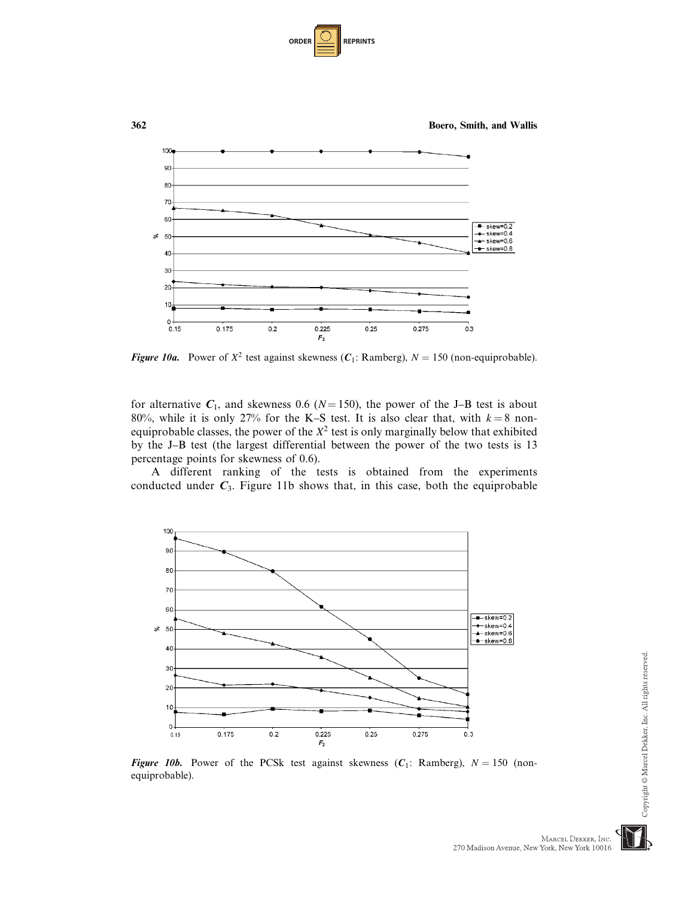*Figure 10a.* Power of $X^2$ test against skewness ($\boldsymbol{C}_1$: Ramberg), $N = 150$ (non-equiprobable).

for alternative $\boldsymbol{C}_1$, and skewness 0.6 ($N = 150$), the power of the J–B test is about 80%, while it is only 27% for the K–S test. It is also clear that, with $k = 8$ non-equiprobable classes, the power of the $X^2$ test is only marginally below that exhibited by the J–B test (the largest differential between the power of the two tests is 13 percentage points for skewness of 0.6).

A different ranking of the tests is obtained from the experiments conducted under $\boldsymbol{C}_3$. Figure 11b shows that, in this case, both the equiprobable

*Figure 10b.* Power of the PCSk test against skewness ($\boldsymbol{C}_1$: Ramberg), $N = 150$ (non-equiprobable).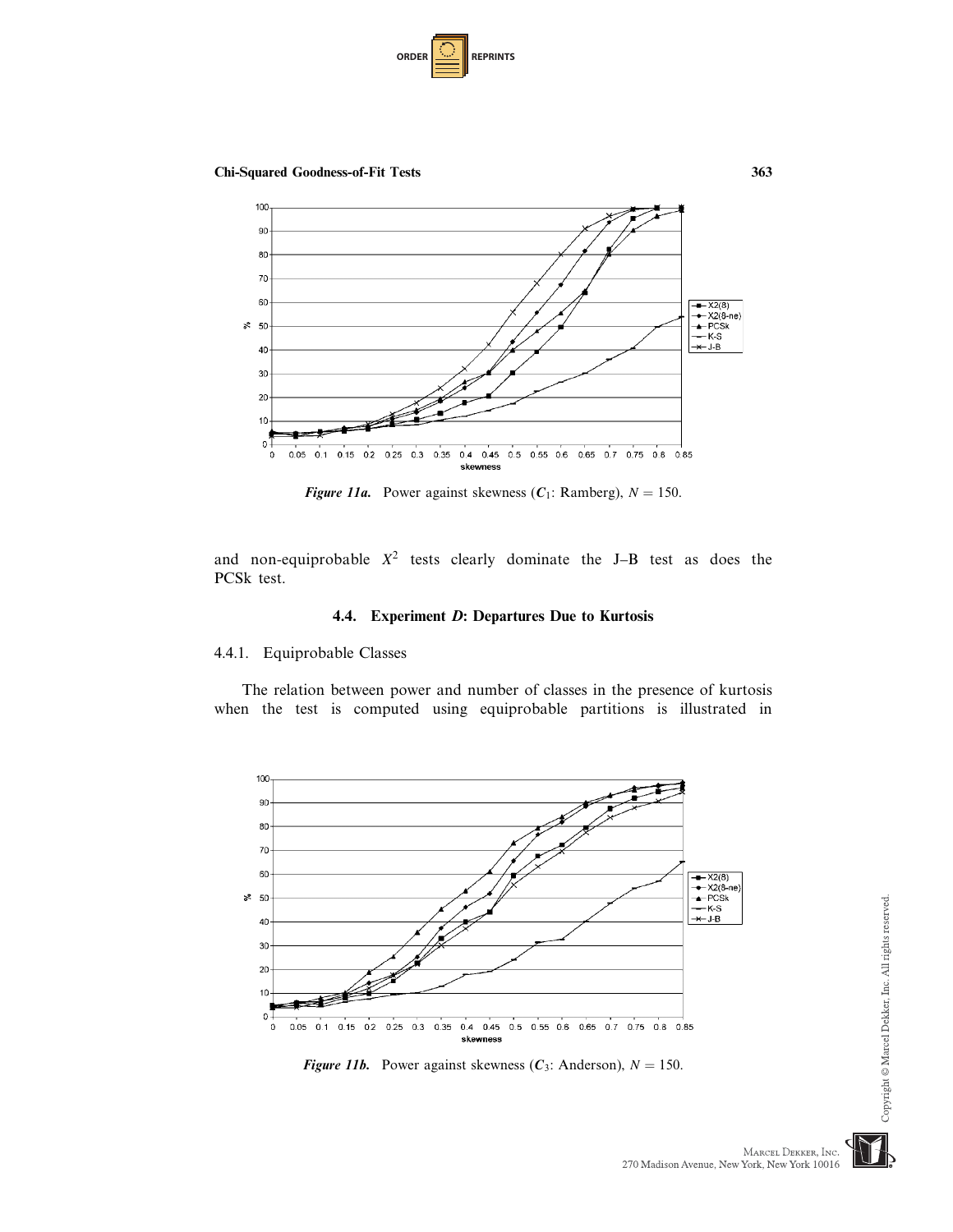*Figure 11a.* Power against skewness ($C_1$: Ramberg), $N = 150$.

and non-equiprobable $X^2$ tests clearly dominate the J–B test as does the PCSk test.

### 4.4. Experiment *D*: Departures Due to Kurtosis

#### 4.4.1. Equiprobable Classes

The relation between power and number of classes in the presence of kurtosis when the test is computed using equiprobable partitions is illustrated in

*Figure 11b.* Power against skewness ($C_3$: Anderson), $N = 150$.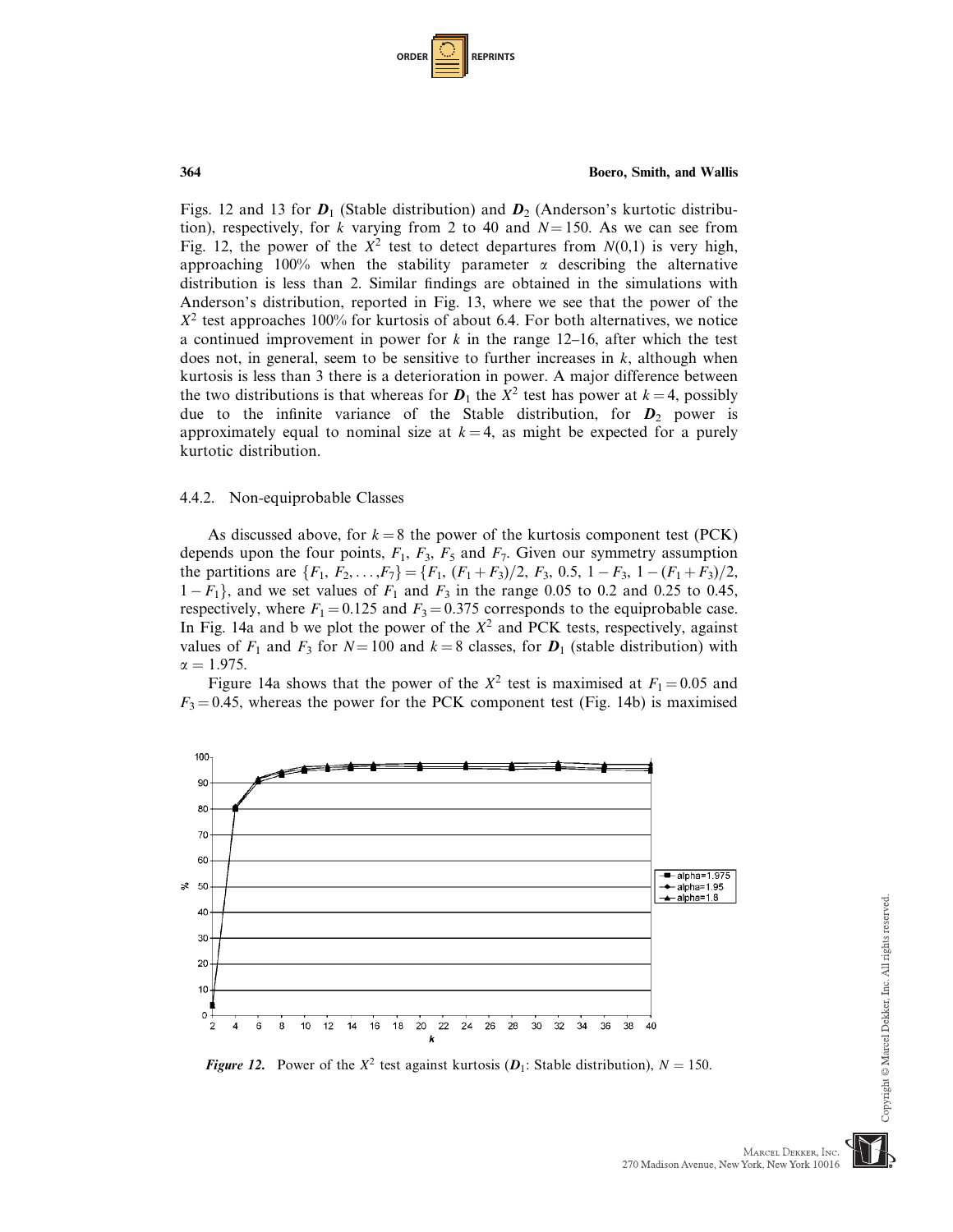Figs. 12 and 13 for $\boldsymbol{D}_1$ (Stable distribution) and $\boldsymbol{D}_2$ (Anderson's kurtotic distribution), respectively, for $k$ varying from 2 to 40 and $N = 150$. As we can see from Fig. 12, the power of the $X^2$ test to detect departures from $N(0,1)$ is very high, approaching 100% when the stability parameter $\alpha$ describing the alternative distribution is less than 2. Similar findings are obtained in the simulations with Anderson's distribution, reported in Fig. 13, where we see that the power of the $X^2$ test approaches 100% for kurtosis of about 6.4. For both alternatives, we notice a continued improvement in power for $k$ in the range 12–16, after which the test does not, in general, seem to be sensitive to further increases in $k$, although when kurtosis is less than 3 there is a deterioration in power. A major difference between the two distributions is that whereas for $\boldsymbol{D}_1$ the $X^2$ test has power at $k = 4$, possibly due to the infinite variance of the Stable distribution, for $\boldsymbol{D}_2$ power is approximately equal to nominal size at $k = 4$, as might be expected for a purely kurtotic distribution.

### 4.4.2. Non-equiprobable Classes

As discussed above, for $k = 8$ the power of the kurtosis component test (PCK) depends upon the four points, $F_1$, $F_3$, $F_5$ and $F_7$. Given our symmetry assumption the partitions are $\{F_1, F_2, \ldots, F_7\} = \{F_1, (F_1 + F_3)/2, F_3, 0.5, 1 - F_3, 1 - (F_1 + F_3)/2, 1 - F_1\}$, and we set values of $F_1$ and $F_3$ in the range 0.05 to 0.2 and 0.25 to 0.45, respectively, where $F_1 = 0.125$ and $F_3 = 0.375$ corresponds to the equiprobable case. In Fig. 14a and b we plot the power of the $X^2$ and PCK tests, respectively, against values of $F_1$ and $F_3$ for $N = 100$ and $k = 8$ classes, for $\boldsymbol{D}_1$ (stable distribution) with $\alpha = 1.975$.

Figure 14a shows that the power of the $X^2$ test is maximised at $F_1 = 0.05$ and $F_3 = 0.45$, whereas the power for the PCK component test (Fig. 14b) is maximised

***Figure 12.*** Power of the $X^2$ test against kurtosis ($\boldsymbol{D}_1$: Stable distribution), $N = 150$.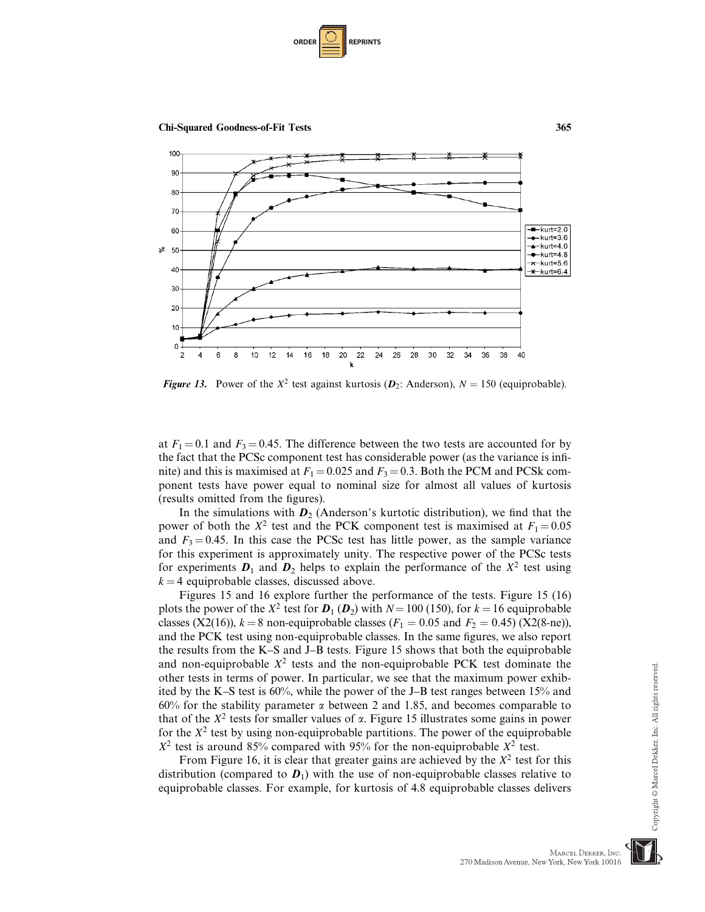*Figure 13.* Power of the $X^2$ test against kurtosis ($\boldsymbol{D}_2$: Anderson), $N = 150$ (equiprobable).

at $F_1 = 0.1$ and $F_3 = 0.45$. The difference between the two tests are accounted for by the fact that the PCSc component test has considerable power (as the variance is infinite) and this is maximised at $F_1 = 0.025$ and $F_3 = 0.3$. Both the PCM and PCSk component tests have power equal to nominal size for almost all values of kurtosis (results omitted from the figures).

In the simulations with $\boldsymbol{D}_2$ (Anderson's kurtotic distribution), we find that the power of both the $X^2$ test and the PCK component test is maximised at $F_1 = 0.05$ and $F_3 = 0.45$. In this case the PCSc test has little power, as the sample variance for this experiment is approximately unity. The respective power of the PCSc tests for experiments $\boldsymbol{D}_1$ and $\boldsymbol{D}_2$ helps to explain the performance of the $X^2$ test using $k = 4$ equiprobable classes, discussed above.

Figures 15 and 16 explore further the performance of the tests. Figure 15 (16) plots the power of the $X^2$ test for $\boldsymbol{D}_1$ ($\boldsymbol{D}_2$) with $N = 100$ (150), for $k = 16$ equiprobable classes (X2(16)), $k = 8$ non-equiprobable classes ($F_1 = 0.05$ and $F_2 = 0.45$) (X2(8-ne)), and the PCK test using non-equiprobable classes. In the same figures, we also report the results from the K–S and J–B tests. Figure 15 shows that both the equiprobable and non-equiprobable $X^2$ tests and the non-equiprobable PCK test dominate the other tests in terms of power. In particular, we see that the maximum power exhibited by the K–S test is 60%, while the power of the J–B test ranges between 15% and 60% for the stability parameter $\alpha$ between 2 and 1.85, and becomes comparable to that of the $X^2$ tests for smaller values of $\alpha$. Figure 15 illustrates some gains in power for the $X^2$ test by using non-equiprobable partitions. The power of the equiprobable $X^2$ test is around 85% compared with 95% for the non-equiprobable $X^2$ test.

From Figure 16, it is clear that greater gains are achieved by the $X^2$ test for this distribution (compared to $\boldsymbol{D}_1$) with the use of non-equiprobable classes relative to equiprobable classes. For example, for kurtosis of 4.8 equiprobable classes delivers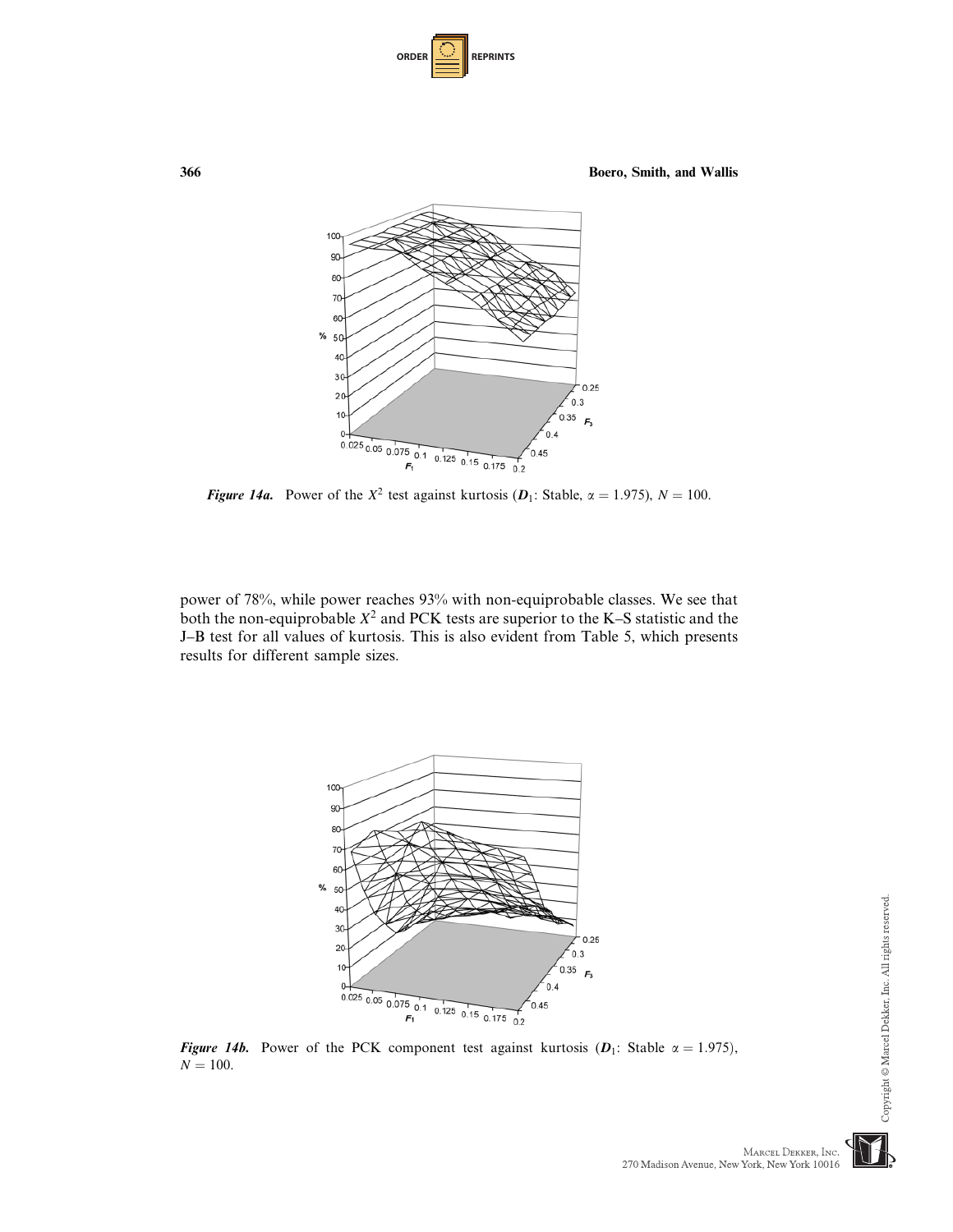*Figure 14a.* Power of the $X^2$ test against kurtosis ($\boldsymbol{D}_1$: Stable, $\alpha = 1.975$), $N = 100$.

power of 78%, while power reaches 93% with non-equiprobable classes. We see that both the non-equiprobable $X^2$ and PCK tests are superior to the K–S statistic and the J–B test for all values of kurtosis. This is also evident from Table 5, which presents results for different sample sizes.

*Figure 14b.* Power of the PCK component test against kurtosis ($\boldsymbol{D}_1$: Stable $\alpha = 1.975$), $N = 100$.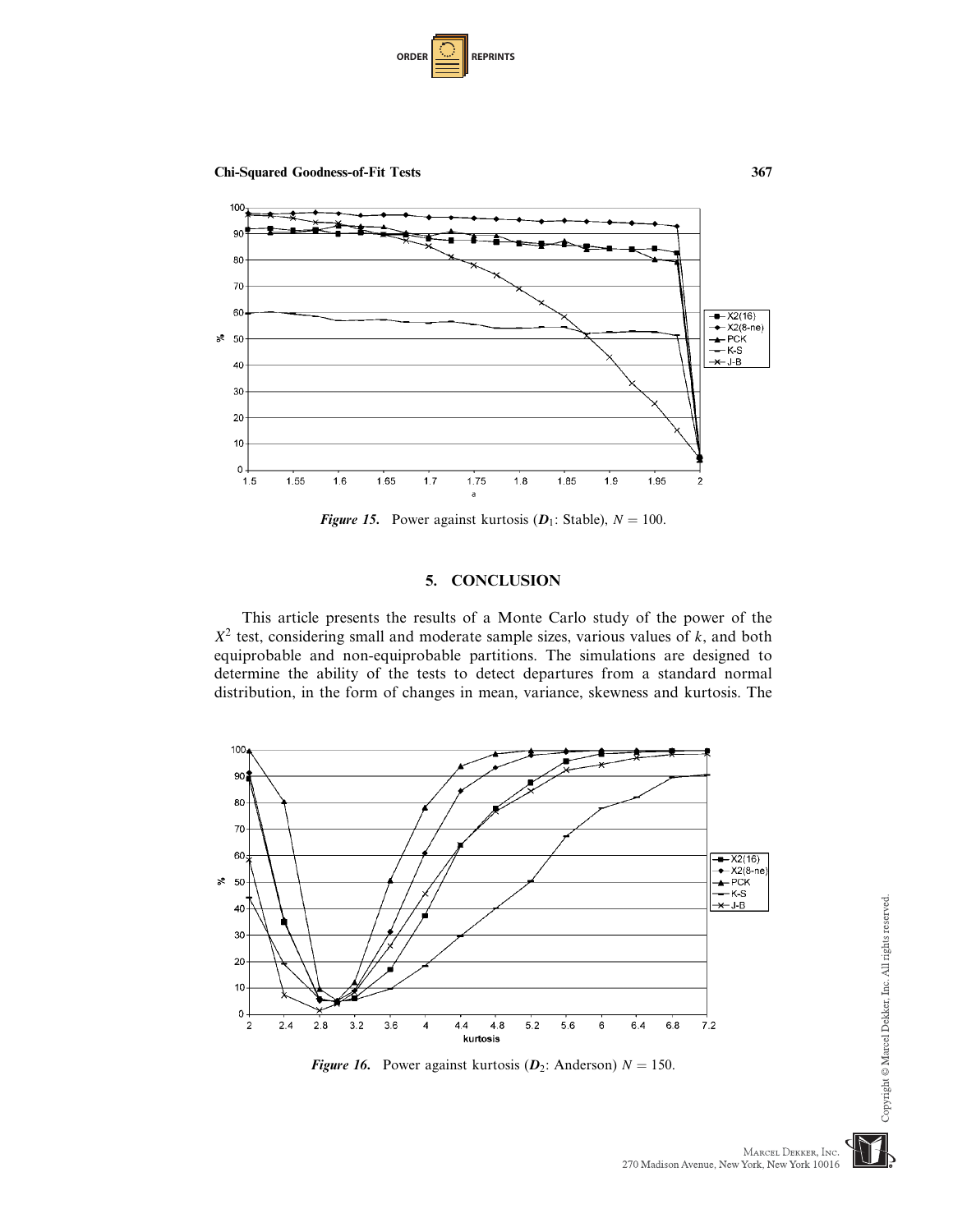*Figure 15.* Power against kurtosis ($D_1$: Stable), $N = 100$.

## 5. CONCLUSION

This article presents the results of a Monte Carlo study of the power of the $X^2$ test, considering small and moderate sample sizes, various values of $k$, and both equiprobable and non-equiprobable partitions. The simulations are designed to determine the ability of the tests to detect departures from a standard normal distribution, in the form of changes in mean, variance, skewness and kurtosis. The

*Figure 16.* Power against kurtosis ($D_2$: Anderson) $N = 150$.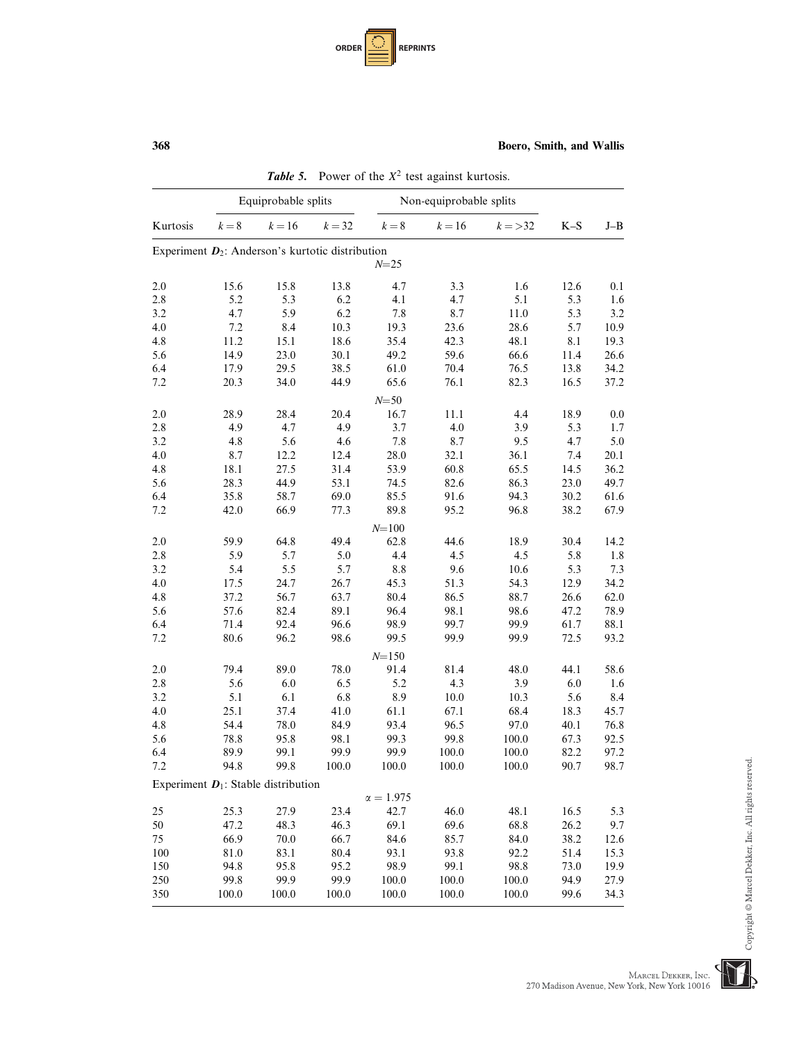**Table 5.** Power of the $X^2$ test against kurtosis.

| Kurtosis | Equiprobable splits | | | Non-equiprobable splits | | | K–S | J–B |
|---|---|---|---|---|---|---|---|---|
| | $k=8$ | $k=16$ | $k=32$ | $k=8$ | $k=16$ | $k=>32$ | | |
| Experiment $\boldsymbol{D}_2$: Anderson's kurtotic distribution | | | | | | | | |
| | | | | $N$=25 | | | | |
| 2.0 | 15.6 | 15.8 | 13.8 | 4.7 | 3.3 | 1.6 | 12.6 | 0.1 |
| 2.8 | 5.2 | 5.3 | 6.2 | 4.1 | 4.7 | 5.1 | 5.3 | 1.6 |
| 3.2 | 4.7 | 5.9 | 6.2 | 7.8 | 8.7 | 11.0 | 5.3 | 3.2 |
| 4.0 | 7.2 | 8.4 | 10.3 | 19.3 | 23.6 | 28.6 | 5.7 | 10.9 |
| 4.8 | 11.2 | 15.1 | 18.6 | 35.4 | 42.3 | 48.1 | 8.1 | 19.3 |
| 5.6 | 14.9 | 23.0 | 30.1 | 49.2 | 59.6 | 66.6 | 11.4 | 26.6 |
| 6.4 | 17.9 | 29.5 | 38.5 | 61.0 | 70.4 | 76.5 | 13.8 | 34.2 |
| 7.2 | 20.3 | 34.0 | 44.9 | 65.6 | 76.1 | 82.3 | 16.5 | 37.2 |
| | | | | $N$=50 | | | | |
| 2.0 | 28.9 | 28.4 | 20.4 | 16.7 | 11.1 | 4.4 | 18.9 | 0.0 |
| 2.8 | 4.9 | 4.7 | 4.9 | 3.7 | 4.0 | 3.9 | 5.3 | 1.7 |
| 3.2 | 4.8 | 5.6 | 4.6 | 7.8 | 8.7 | 9.5 | 4.7 | 5.0 |
| 4.0 | 8.7 | 12.2 | 12.4 | 28.0 | 32.1 | 36.1 | 7.4 | 20.1 |
| 4.8 | 18.1 | 27.5 | 31.4 | 53.9 | 60.8 | 65.5 | 14.5 | 36.2 |
| 5.6 | 28.3 | 44.9 | 53.1 | 74.5 | 82.6 | 86.3 | 23.0 | 49.7 |
| 6.4 | 35.8 | 58.7 | 69.0 | 85.5 | 91.6 | 94.3 | 30.2 | 61.6 |
| 7.2 | 42.0 | 66.9 | 77.3 | 89.8 | 95.2 | 96.8 | 38.2 | 67.9 |
| | | | | $N$=100 | | | | |
| 2.0 | 59.9 | 64.8 | 49.4 | 62.8 | 44.6 | 18.9 | 30.4 | 14.2 |
| 2.8 | 5.9 | 5.7 | 5.0 | 4.4 | 4.5 | 4.5 | 5.8 | 1.8 |
| 3.2 | 5.4 | 5.5 | 5.7 | 8.8 | 9.6 | 10.6 | 5.3 | 7.3 |
| 4.0 | 17.5 | 24.7 | 26.7 | 45.3 | 51.3 | 54.3 | 12.9 | 34.2 |
| 4.8 | 37.2 | 56.7 | 63.7 | 80.4 | 86.5 | 88.7 | 26.6 | 62.0 |
| 5.6 | 57.6 | 82.4 | 89.1 | 96.4 | 98.1 | 98.6 | 47.2 | 78.9 |
| 6.4 | 71.4 | 92.4 | 96.6 | 98.9 | 99.7 | 99.9 | 61.7 | 88.1 |
| 7.2 | 80.6 | 96.2 | 98.6 | 99.5 | 99.9 | 99.9 | 72.5 | 93.2 |
| | | | | $N$=150 | | | | |
| 2.0 | 79.4 | 89.0 | 78.0 | 91.4 | 81.4 | 48.0 | 44.1 | 58.6 |
| 2.8 | 5.6 | 6.0 | 6.5 | 5.2 | 4.3 | 3.9 | 6.0 | 1.6 |
| 3.2 | 5.1 | 6.1 | 6.8 | 8.9 | 10.0 | 10.3 | 5.6 | 8.4 |
| 4.0 | 25.1 | 37.4 | 41.0 | 61.1 | 67.1 | 68.4 | 18.3 | 45.7 |
| 4.8 | 54.4 | 78.0 | 84.9 | 93.4 | 96.5 | 97.0 | 40.1 | 76.8 |
| 5.6 | 78.8 | 95.8 | 98.1 | 99.3 | 99.8 | 100.0 | 67.3 | 92.5 |
| 6.4 | 89.9 | 99.1 | 99.9 | 99.9 | 100.0 | 100.0 | 82.2 | 97.2 |
| 7.2 | 94.8 | 99.8 | 100.0 | 100.0 | 100.0 | 100.0 | 90.7 | 98.7 |
| Experiment $\boldsymbol{D}_1$: Stable distribution | | | | | | | | |
| | | | | $\alpha = 1.975$ | | | | |
| 25 | 25.3 | 27.9 | 23.4 | 42.7 | 46.0 | 48.1 | 16.5 | 5.3 |
| 50 | 47.2 | 48.3 | 46.3 | 69.1 | 69.6 | 68.8 | 26.2 | 9.7 |
| 75 | 66.9 | 70.0 | 66.7 | 84.6 | 85.7 | 84.0 | 38.2 | 12.6 |
| 100 | 81.0 | 83.1 | 80.4 | 93.1 | 93.8 | 92.2 | 51.4 | 15.3 |
| 150 | 94.8 | 95.8 | 95.2 | 98.9 | 99.1 | 98.8 | 73.0 | 19.9 |
| 250 | 99.8 | 99.9 | 99.9 | 100.0 | 100.0 | 100.0 | 94.9 | 27.9 |
| 350 | 100.0 | 100.0 | 100.0 | 100.0 | 100.0 | 100.0 | 99.6 | 34.3 |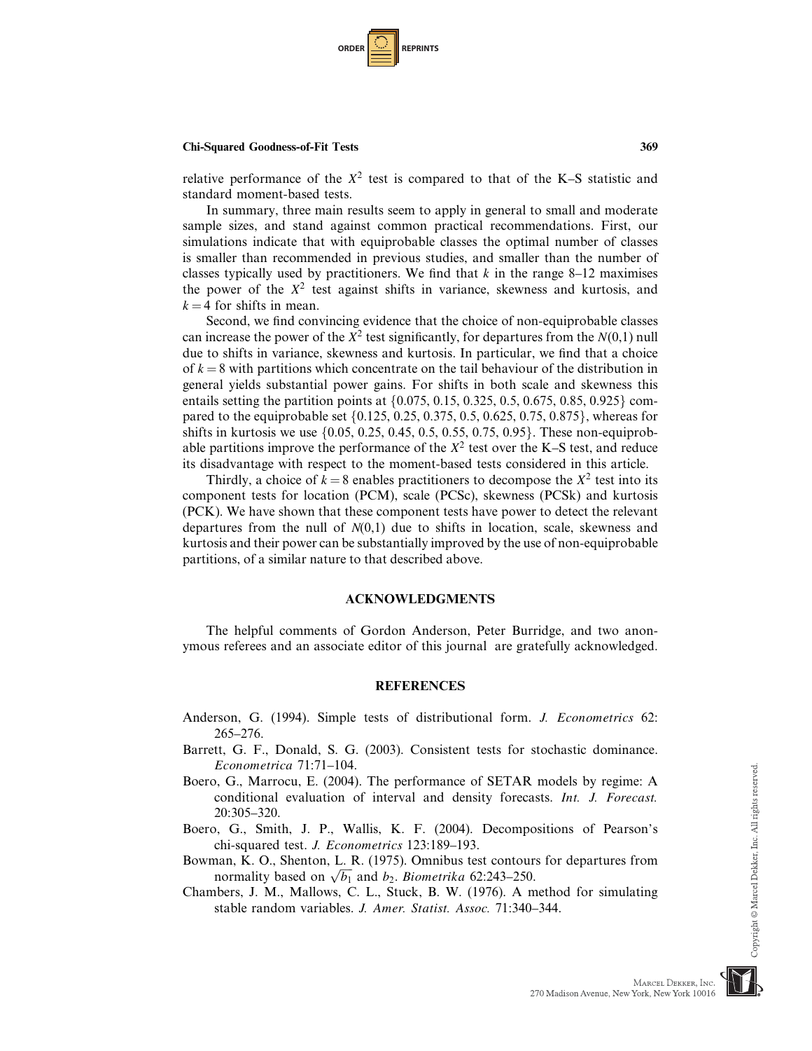relative performance of the $X^2$ test is compared to that of the K–S statistic and standard moment-based tests.

In summary, three main results seem to apply in general to small and moderate sample sizes, and stand against common practical recommendations. First, our simulations indicate that with equiprobable classes the optimal number of classes is smaller than recommended in previous studies, and smaller than the number of classes typically used by practitioners. We find that $k$ in the range 8–12 maximises the power of the $X^2$ test against shifts in variance, skewness and kurtosis, and $k = 4$ for shifts in mean.

Second, we find convincing evidence that the choice of non-equiprobable classes can increase the power of the $X^2$ test significantly, for departures from the $N(0,1)$ null due to shifts in variance, skewness and kurtosis. In particular, we find that a choice of $k = 8$ with partitions which concentrate on the tail behaviour of the distribution in general yields substantial power gains. For shifts in both scale and skewness this entails setting the partition points at $\{0.075, 0.15, 0.325, 0.5, 0.675, 0.85, 0.925\}$ compared to the equiprobable set $\{0.125, 0.25, 0.375, 0.5, 0.625, 0.75, 0.875\}$, whereas for shifts in kurtosis we use $\{0.05, 0.25, 0.45, 0.5, 0.55, 0.75, 0.95\}$. These non-equiprobable partitions improve the performance of the $X^2$ test over the K–S test, and reduce its disadvantage with respect to the moment-based tests considered in this article.

Thirdly, a choice of $k = 8$ enables practitioners to decompose the $X^2$ test into its component tests for location (PCM), scale (PCSc), skewness (PCSk) and kurtosis (PCK). We have shown that these component tests have power to detect the relevant departures from the null of $N(0,1)$ due to shifts in location, scale, skewness and kurtosis and their power can be substantially improved by the use of non-equiprobable partitions, of a similar nature to that described above.

## ACKNOWLEDGMENTS

The helpful comments of Gordon Anderson, Peter Burridge, and two anonymous referees and an associate editor of this journal are gratefully acknowledged.

## REFERENCES

Anderson, G. (1994). Simple tests of distributional form. *J. Econometrics* 62:265–276.

Barrett, G. F., Donald, S. G. (2003). Consistent tests for stochastic dominance. *Econometrica* 71:71–104.

Boero, G., Marrocu, E. (2004). The performance of SETAR models by regime: A conditional evaluation of interval and density forecasts. *Int. J. Forecast.* 20:305–320.

Boero, G., Smith, J. P., Wallis, K. F. (2004). Decompositions of Pearson's chi-squared test. *J. Econometrics* 123:189–193.

Bowman, K. O., Shenton, L. R. (1975). Omnibus test contours for departures from normality based on $\sqrt{b_1}$ and $b_2$. *Biometrika* 62:243–250.

Chambers, J. M., Mallows, C. L., Stuck, B. W. (1976). A method for simulating stable random variables. *J. Amer. Statist. Assoc.* 71:340–344.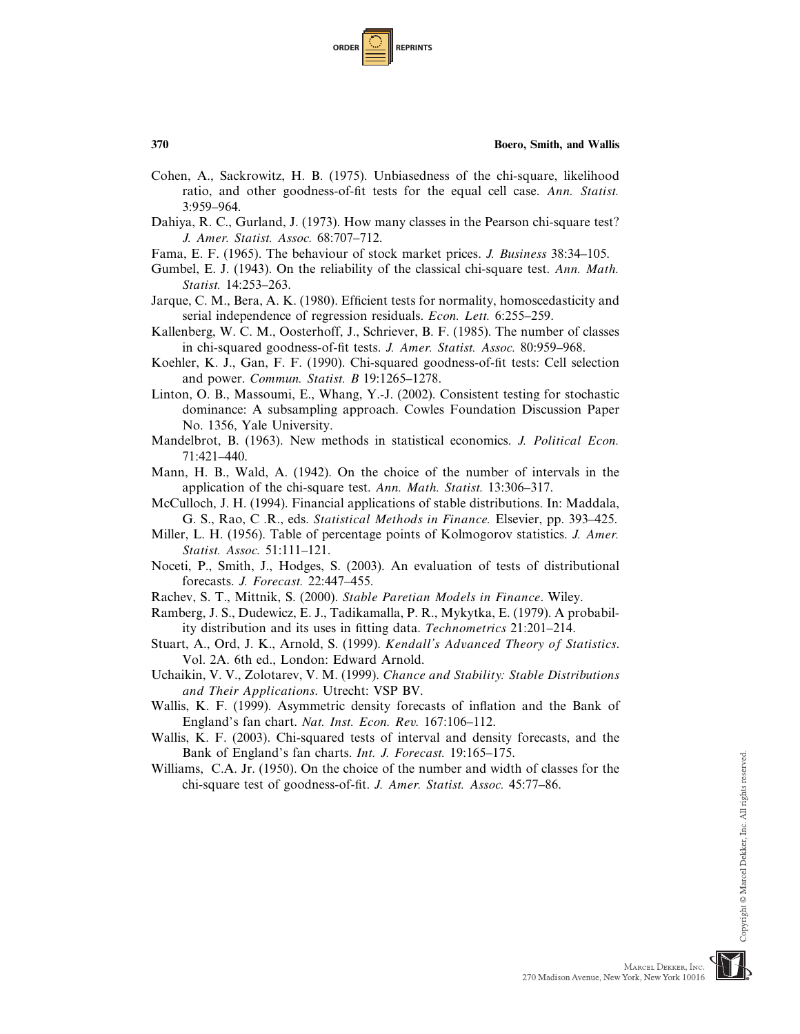Cohen, A., Sackrowitz, H. B. (1975). Unbiasedness of the chi-square, likelihood ratio, and other goodness-of-fit tests for the equal cell case. *Ann. Statist.* 3:959–964.

Dahiya, R. C., Gurland, J. (1973). How many classes in the Pearson chi-square test? *J. Amer. Statist. Assoc.* 68:707–712.

Fama, E. F. (1965). The behaviour of stock market prices. *J. Business* 38:34–105.

Gumbel, E. J. (1943). On the reliability of the classical chi-square test. *Ann. Math. Statist.* 14:253–263.

Jarque, C. M., Bera, A. K. (1980). Efficient tests for normality, homoscedasticity and serial independence of regression residuals. *Econ. Lett.* 6:255–259.

Kallenberg, W. C. M., Oosterhoff, J., Schriever, B. F. (1985). The number of classes in chi-squared goodness-of-fit tests. *J. Amer. Statist. Assoc.* 80:959–968.

Koehler, K. J., Gan, F. F. (1990). Chi-squared goodness-of-fit tests: Cell selection and power. *Commun. Statist. B* 19:1265–1278.

Linton, O. B., Massoumi, E., Whang, Y.-J. (2002). Consistent testing for stochastic dominance: A subsampling approach. Cowles Foundation Discussion Paper No. 1356, Yale University.

Mandelbrot, B. (1963). New methods in statistical economics. *J. Political Econ.* 71:421–440.

Mann, H. B., Wald, A. (1942). On the choice of the number of intervals in the application of the chi-square test. *Ann. Math. Statist.* 13:306–317.

McCulloch, J. H. (1994). Financial applications of stable distributions. In: Maddala, G. S., Rao, C .R., eds. *Statistical Methods in Finance.* Elsevier, pp. 393–425.

Miller, L. H. (1956). Table of percentage points of Kolmogorov statistics. *J. Amer. Statist. Assoc.* 51:111–121.

Noceti, P., Smith, J., Hodges, S. (2003). An evaluation of tests of distributional forecasts. *J. Forecast.* 22:447–455.

Rachev, S. T., Mittnik, S. (2000). *Stable Paretian Models in Finance*. Wiley.

Ramberg, J. S., Dudewicz, E. J., Tadikamalla, P. R., Mykytka, E. (1979). A probability distribution and its uses in fitting data. *Technometrics* 21:201–214.

Stuart, A., Ord, J. K., Arnold, S. (1999). *Kendall's Advanced Theory of Statistics*. Vol. 2A. 6th ed., London: Edward Arnold.

Uchaikin, V. V., Zolotarev, V. M. (1999). *Chance and Stability: Stable Distributions and Their Applications*. Utrecht: VSP BV.

Wallis, K. F. (1999). Asymmetric density forecasts of inflation and the Bank of England's fan chart. *Nat. Inst. Econ. Rev.* 167:106–112.

Wallis, K. F. (2003). Chi-squared tests of interval and density forecasts, and the Bank of England's fan charts. *Int. J. Forecast.* 19:165–175.

Williams, C.A. Jr. (1950). On the choice of the number and width of classes for the chi-square test of goodness-of-fit. *J. Amer. Statist. Assoc.* 45:77–86.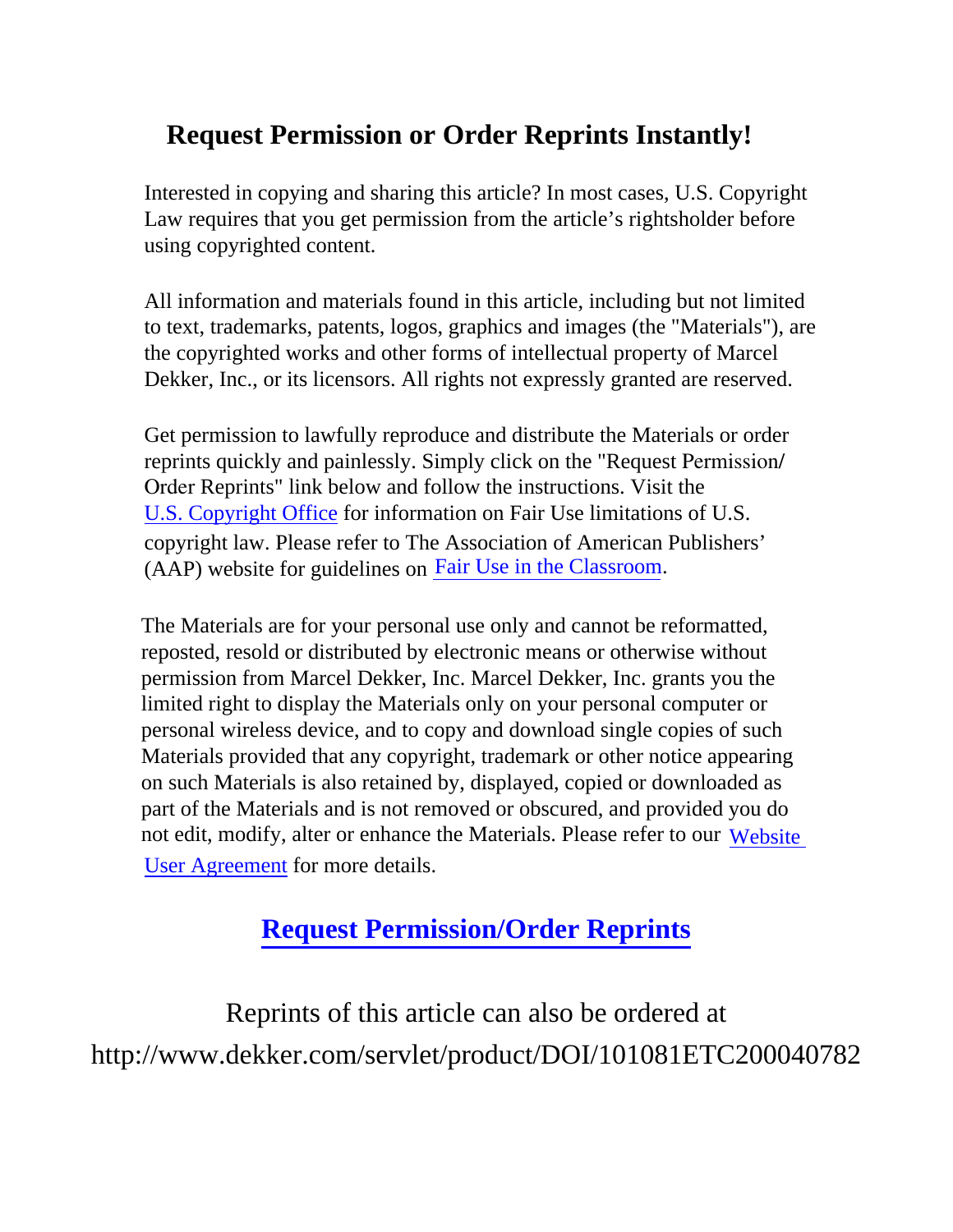# Request Permission or Order Reprints Instantly!

Interested in copying and sharing this article? In most cases, U.S. Copyright Law requires that you get permission from the article's rightsholder before using copyrighted content.

All information and materials found in this article, including but not limited to text, trademarks, patents, logos, graphics and images (the "Materials"), are the copyrighted works and other forms of intellectual property of Marcel Dekker, Inc., or its licensors. All rights not expressly granted are reserved.

Get permission to lawfully reproduce and distribute the Materials or order reprints quickly and painlessly. Simply click on the "Request Permission/ Order Reprints" link below and follow the instructions. Visit the U.S. Copyright Office for information on Fair Use limitations of U.S. copyright law. Please refer to The Association of American Publishers' (AAP) website for guidelines on Fair Use in the Classroom.

The Materials are for your personal use only and cannot be reformatted, reposted, resold or distributed by electronic means or otherwise without permission from Marcel Dekker, Inc. Marcel Dekker, Inc. grants you the limited right to display the Materials only on your personal computer or personal wireless device, and to copy and download single copies of such Materials provided that any copyright, trademark or other notice appearing on such Materials is also retained by, displayed, copied or downloaded as part of the Materials and is not removed or obscured, and provided you do not edit, modify, alter or enhance the Materials. Please refer to our Website User Agreement for more details.

## Request Permission/Order Reprints

Reprints of this article can also be ordered at
http://www.dekker.com/servlet/product/DOI/101081ETC200040782